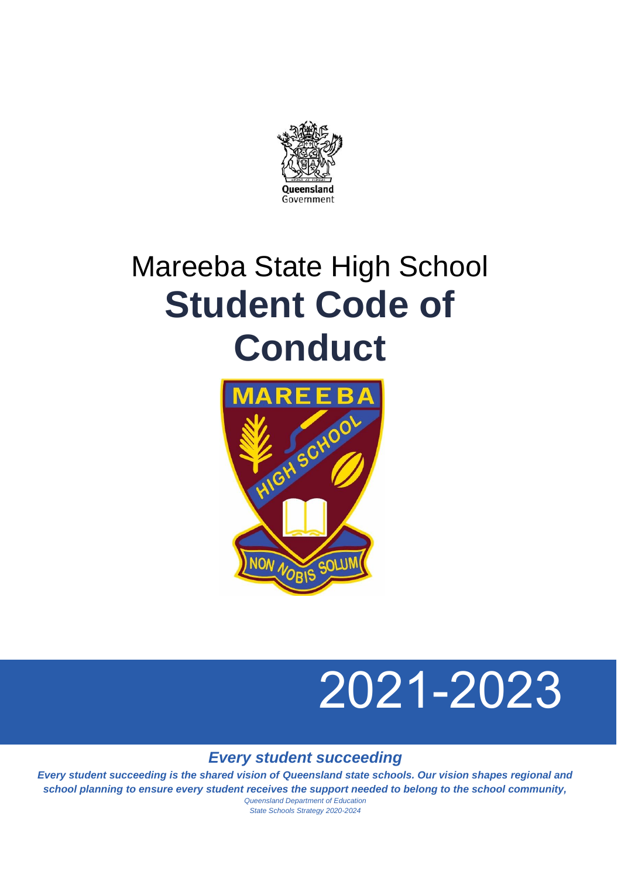Queensland Government

# Mareeba State High School
# **Student Code of Conduct**

2021-2023

***Every student succeeding***

***Every student succeeding is the shared vision of Queensland state schools. Our vision shapes regional and school planning to ensure every student receives the support needed to belong to the school community,***

*Queensland Department of Education*
*State Schools Strategy 2020-2024*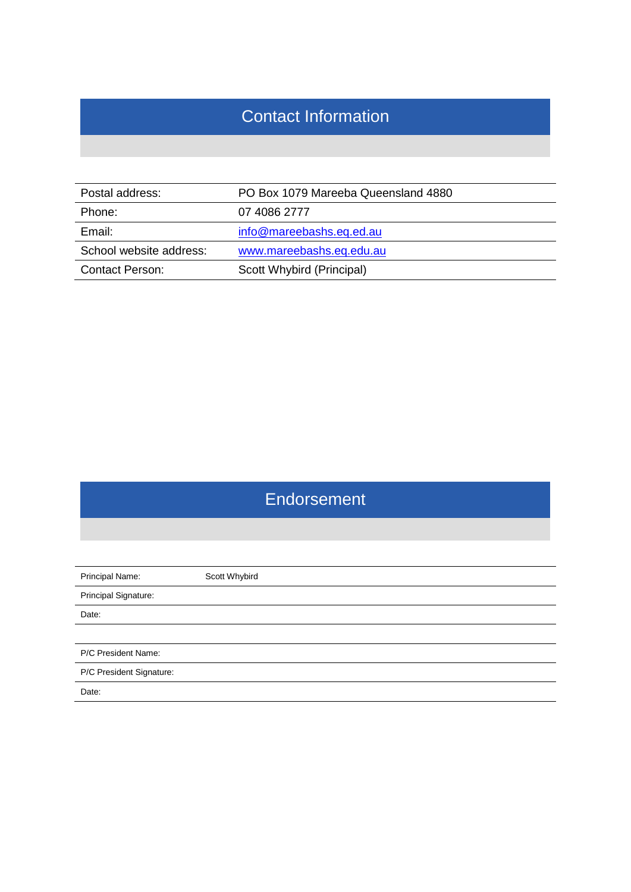## Contact Information

| | |
|---|---|
| Postal address: | PO Box 1079 Mareeba Queensland 4880 |
| Phone: | 07 4086 2777 |
| Email: | info@mareebashs.eq.ed.au |
| School website address: | www.mareebashs.eq.edu.au |
| Contact Person: | Scott Whybird (Principal) |

## Endorsement

| | |
|---|---|
| Principal Name: | Scott Whybird |
| Principal Signature: | |
| Date: | |
| | |
| P/C President Name: | |
| P/C President Signature: | |
| Date: | |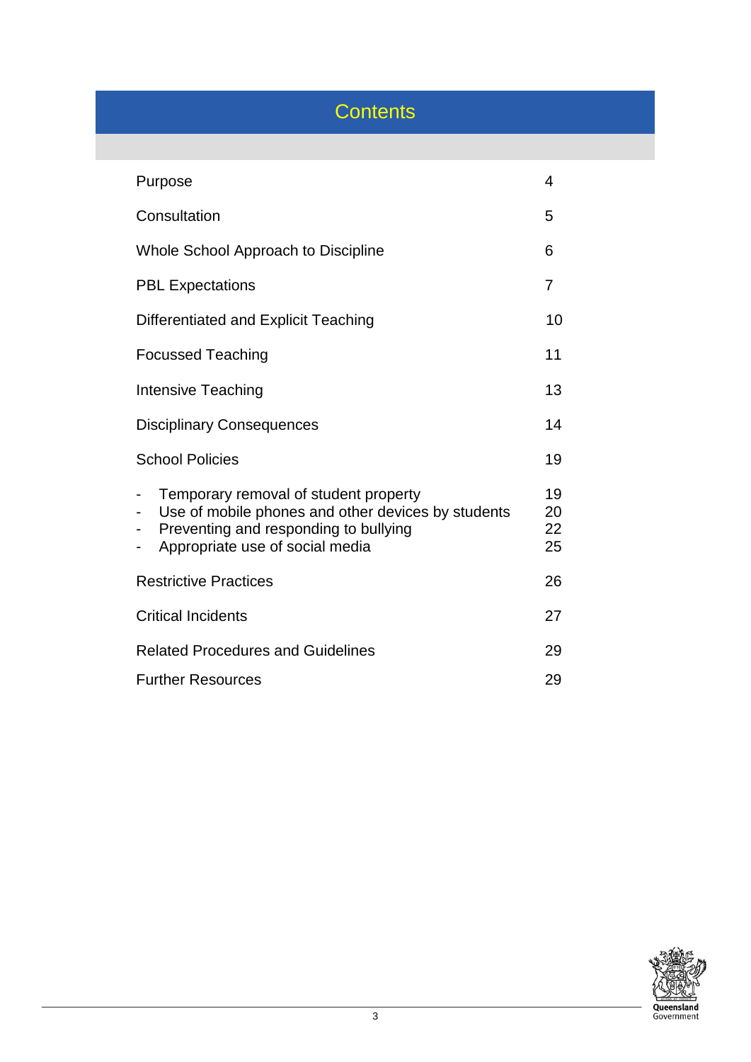# Contents

| | |
|---|---|
| Purpose | 4 |
| Consultation | 5 |
| Whole School Approach to Discipline | 6 |
| PBL Expectations | 7 |
| Differentiated and Explicit Teaching | 10 |
| Focussed Teaching | 11 |
| Intensive Teaching | 13 |
| Disciplinary Consequences | 14 |
| School Policies | 19 |
| - Temporary removal of student property | 19 |
| - Use of mobile phones and other devices by students | 20 |
| - Preventing and responding to bullying | 22 |
| - Appropriate use of social media | 25 |
| Restrictive Practices | 26 |
| Critical Incidents | 27 |
| Related Procedures and Guidelines | 29 |
| Further Resources | 29 |

Queensland Government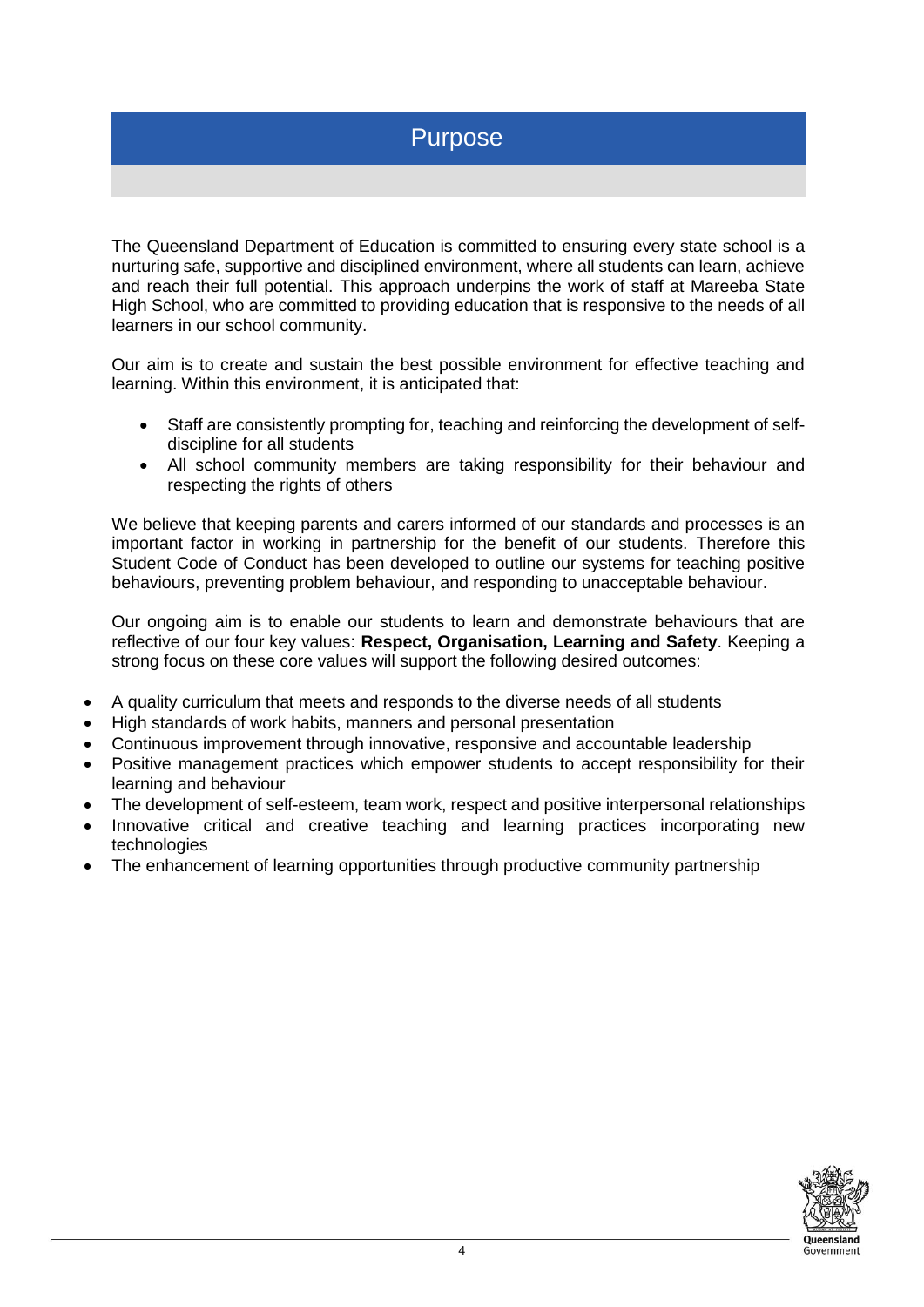# Purpose

The Queensland Department of Education is committed to ensuring every state school is a nurturing safe, supportive and disciplined environment, where all students can learn, achieve and reach their full potential. This approach underpins the work of staff at Mareeba State High School, who are committed to providing education that is responsive to the needs of all learners in our school community.

Our aim is to create and sustain the best possible environment for effective teaching and learning. Within this environment, it is anticipated that:

- Staff are consistently prompting for, teaching and reinforcing the development of self-discipline for all students
- All school community members are taking responsibility for their behaviour and respecting the rights of others

We believe that keeping parents and carers informed of our standards and processes is an important factor in working in partnership for the benefit of our students. Therefore this Student Code of Conduct has been developed to outline our systems for teaching positive behaviours, preventing problem behaviour, and responding to unacceptable behaviour.

Our ongoing aim is to enable our students to learn and demonstrate behaviours that are reflective of our four key values: **Respect, Organisation, Learning and Safety**. Keeping a strong focus on these core values will support the following desired outcomes:

- A quality curriculum that meets and responds to the diverse needs of all students
- High standards of work habits, manners and personal presentation
- Continuous improvement through innovative, responsive and accountable leadership
- Positive management practices which empower students to accept responsibility for their learning and behaviour
- The development of self-esteem, team work, respect and positive interpersonal relationships
- Innovative critical and creative teaching and learning practices incorporating new technologies
- The enhancement of learning opportunities through productive community partnership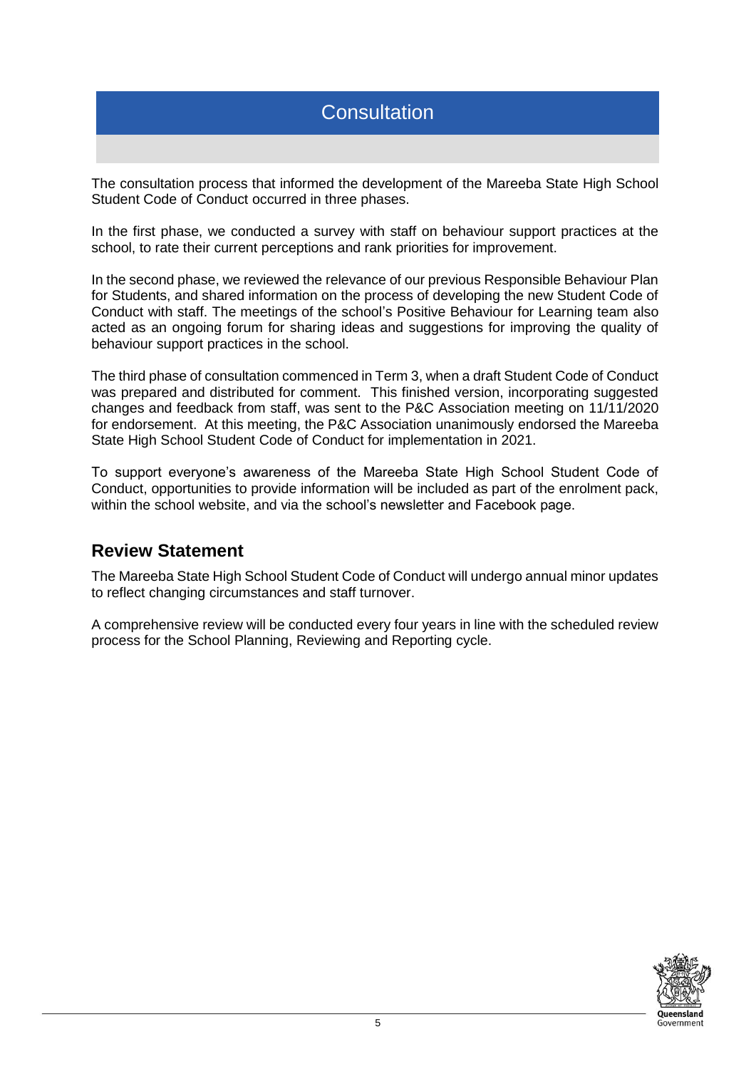# Consultation

The consultation process that informed the development of the Mareeba State High School Student Code of Conduct occurred in three phases.

In the first phase, we conducted a survey with staff on behaviour support practices at the school, to rate their current perceptions and rank priorities for improvement.

In the second phase, we reviewed the relevance of our previous Responsible Behaviour Plan for Students, and shared information on the process of developing the new Student Code of Conduct with staff. The meetings of the school's Positive Behaviour for Learning team also acted as an ongoing forum for sharing ideas and suggestions for improving the quality of behaviour support practices in the school.

The third phase of consultation commenced in Term 3, when a draft Student Code of Conduct was prepared and distributed for comment. This finished version, incorporating suggested changes and feedback from staff, was sent to the P&C Association meeting on 11/11/2020 for endorsement. At this meeting, the P&C Association unanimously endorsed the Mareeba State High School Student Code of Conduct for implementation in 2021.

To support everyone's awareness of the Mareeba State High School Student Code of Conduct, opportunities to provide information will be included as part of the enrolment pack, within the school website, and via the school's newsletter and Facebook page.

## Review Statement

The Mareeba State High School Student Code of Conduct will undergo annual minor updates to reflect changing circumstances and staff turnover.

A comprehensive review will be conducted every four years in line with the scheduled review process for the School Planning, Reviewing and Reporting cycle.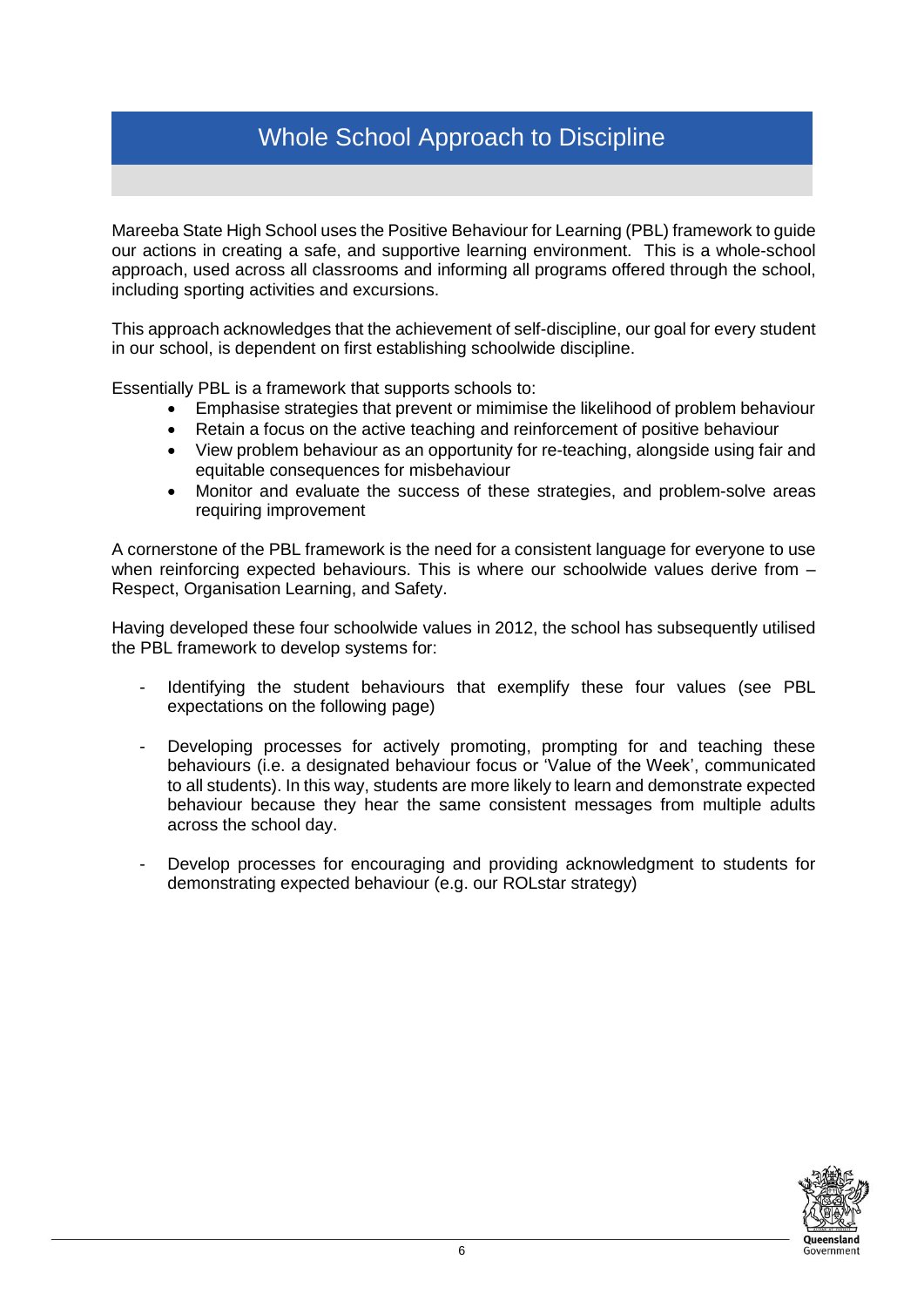# Whole School Approach to Discipline

Mareeba State High School uses the Positive Behaviour for Learning (PBL) framework to guide our actions in creating a safe, and supportive learning environment. This is a whole-school approach, used across all classrooms and informing all programs offered through the school, including sporting activities and excursions.

This approach acknowledges that the achievement of self-discipline, our goal for every student in our school, is dependent on first establishing schoolwide discipline.

Essentially PBL is a framework that supports schools to:

- Emphasise strategies that prevent or mimimise the likelihood of problem behaviour
- Retain a focus on the active teaching and reinforcement of positive behaviour
- View problem behaviour as an opportunity for re-teaching, alongside using fair and equitable consequences for misbehaviour
- Monitor and evaluate the success of these strategies, and problem-solve areas requiring improvement

A cornerstone of the PBL framework is the need for a consistent language for everyone to use when reinforcing expected behaviours. This is where our schoolwide values derive from – Respect, Organisation Learning, and Safety.

Having developed these four schoolwide values in 2012, the school has subsequently utilised the PBL framework to develop systems for:

- Identifying the student behaviours that exemplify these four values (see PBL expectations on the following page)

- Developing processes for actively promoting, prompting for and teaching these behaviours (i.e. a designated behaviour focus or 'Value of the Week', communicated to all students). In this way, students are more likely to learn and demonstrate expected behaviour because they hear the same consistent messages from multiple adults across the school day.

- Develop processes for encouraging and providing acknowledgment to students for demonstrating expected behaviour (e.g. our ROLstar strategy)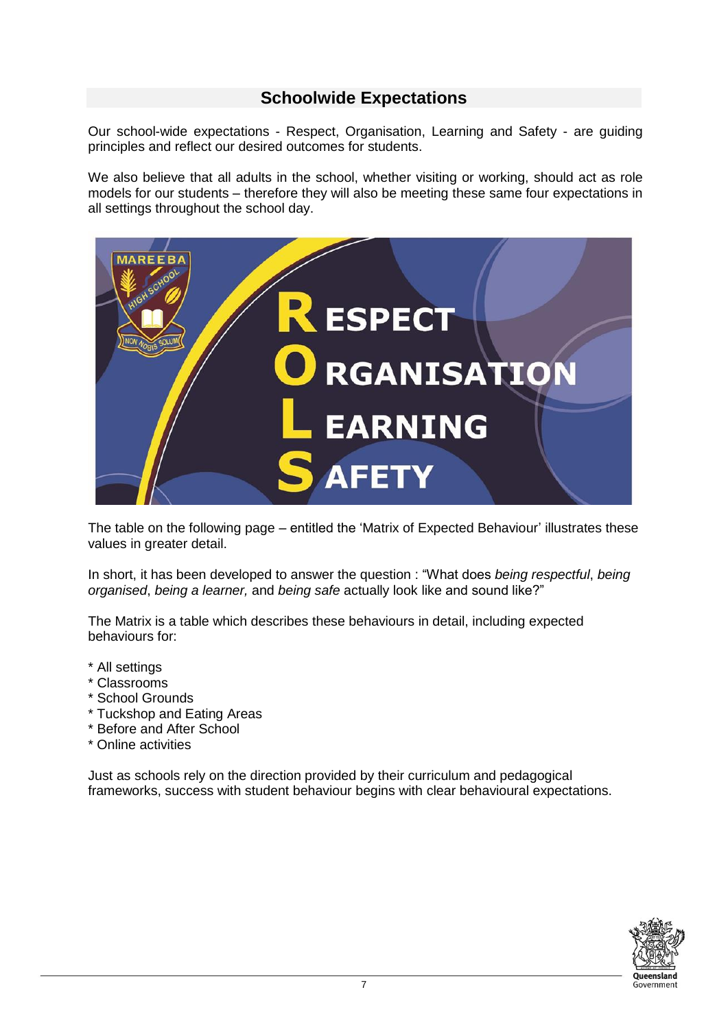## Schoolwide Expectations

Our school-wide expectations - Respect, Organisation, Learning and Safety - are guiding principles and reflect our desired outcomes for students.

We also believe that all adults in the school, whether visiting or working, should act as role models for our students – therefore they will also be meeting these same four expectations in all settings throughout the school day.

The table on the following page – entitled the 'Matrix of Expected Behaviour' illustrates these values in greater detail.

In short, it has been developed to answer the question : "What does *being respectful*, *being organised*, *being a learner,* and *being safe* actually look like and sound like?"

The Matrix is a table which describes these behaviours in detail, including expected behaviours for:

* All settings
* Classrooms
* School Grounds
* Tuckshop and Eating Areas
* Before and After School
* Online activities

Just as schools rely on the direction provided by their curriculum and pedagogical frameworks, success with student behaviour begins with clear behavioural expectations.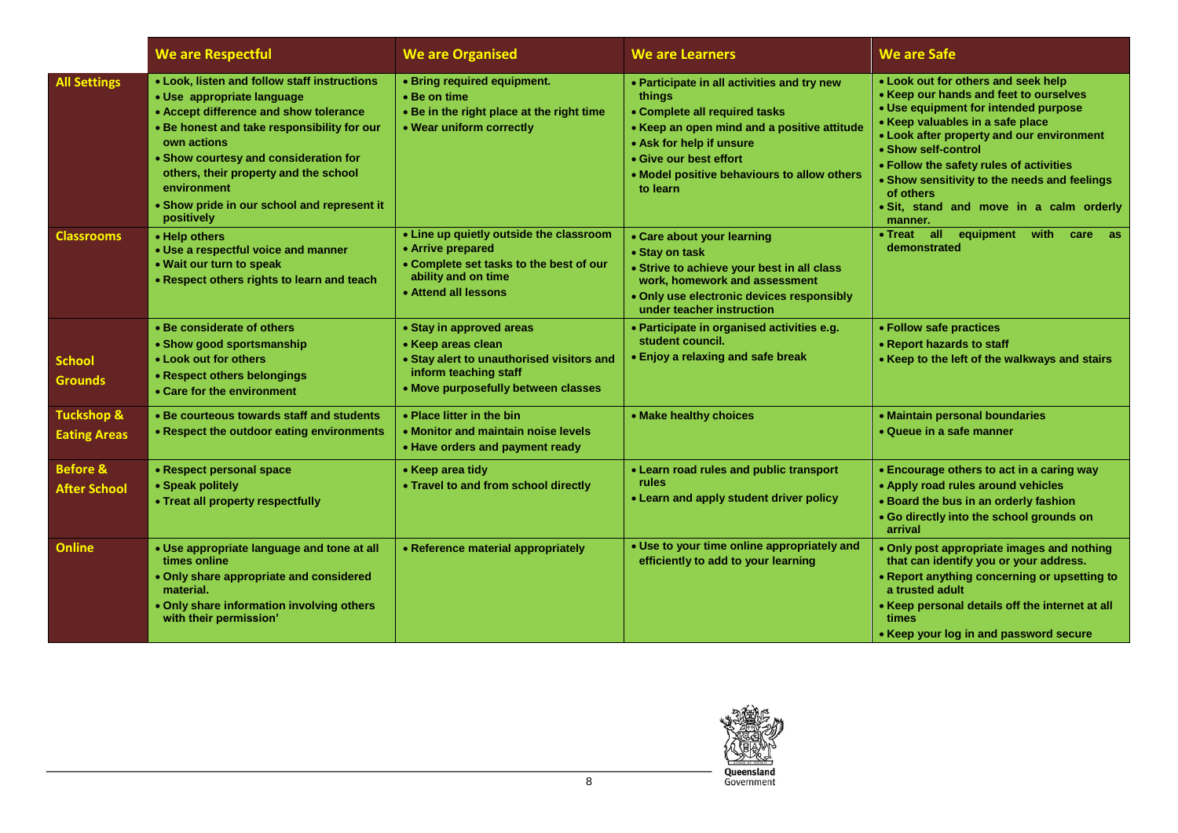| | We are Respectful | We are Organised | We are Learners | We are Safe |
|---|---|---|---|---|
| **All Settings** | • Look, listen and follow staff instructions<br>• Use appropriate language<br>• Accept difference and show tolerance<br>• Be honest and take responsibility for our own actions<br>• Show courtesy and consideration for others, their property and the school environment<br>• Show pride in our school and represent it positively | • Bring required equipment.<br>• Be on time<br>• Be in the right place at the right time<br>• Wear uniform correctly | • Participate in all activities and try new things<br>• Complete all required tasks<br>• Keep an open mind and a positive attitude<br>• Ask for help if unsure<br>• Give our best effort<br>• Model positive behaviours to allow others to learn | • Look out for others and seek help<br>• Keep our hands and feet to ourselves<br>• Use equipment for intended purpose<br>• Keep valuables in a safe place<br>• Look after property and our environment<br>• Show self-control<br>• Follow the safety rules of activities<br>• Show sensitivity to the needs and feelings of others<br>• Sit, stand and move in a calm orderly manner. |
| **Classrooms** | • Help others<br>• Use a respectful voice and manner<br>• Wait our turn to speak<br>• Respect others rights to learn and teach | • Line up quietly outside the classroom<br>• Arrive prepared<br>• Complete set tasks to the best of our ability and on time<br>• Attend all lessons | • Care about your learning<br>• Stay on task<br>• Strive to achieve your best in all class work, homework and assessment<br>• Only use electronic devices responsibly under teacher instruction | • Treat all equipment with care as demonstrated |
| **School Grounds** | • Be considerate of others<br>• Show good sportsmanship<br>• Look out for others<br>• Respect others belongings<br>• Care for the environment | • Stay in approved areas<br>• Keep areas clean<br>• Stay alert to unauthorised visitors and inform teaching staff<br>• Move purposefully between classes | • Participate in organised activities e.g. student council.<br>• Enjoy a relaxing and safe break | • Follow safe practices<br>• Report hazards to staff<br>• Keep to the left of the walkways and stairs |
| **Tuckshop & Eating Areas** | • Be courteous towards staff and students<br>• Respect the outdoor eating environments | • Place litter in the bin<br>• Monitor and maintain noise levels<br>• Have orders and payment ready | • Make healthy choices | • Maintain personal boundaries<br>• Queue in a safe manner |
| **Before & After School** | • Respect personal space<br>• Speak politely<br>• Treat all property respectfully | • Keep area tidy<br>• Travel to and from school directly | • Learn road rules and public transport rules<br>• Learn and apply student driver policy | • Encourage others to act in a caring way<br>• Apply road rules around vehicles<br>• Board the bus in an orderly fashion<br>• Go directly into the school grounds on arrival |
| **Online** | • Use appropriate language and tone at all times online<br>• Only share appropriate and considered material.<br>• Only share information involving others with their permission' | • Reference material appropriately | • Use to your time online appropriately and efficiently to add to your learning | • Only post appropriate images and nothing that can identify you or your address.<br>• Report anything concerning or upsetting to a trusted adult<br>• Keep personal details off the internet at all times<br>• Keep your log in and password secure |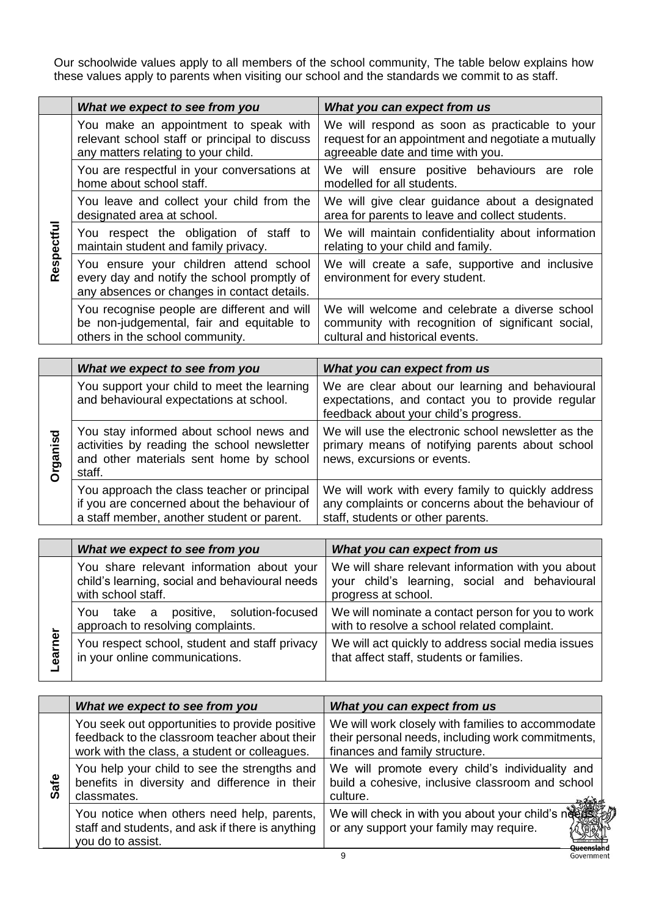Our schoolwide values apply to all members of the school community, The table below explains how these values apply to parents when visiting our school and the standards we commit to as staff.

| | *What we expect to see from you* | *What you can expect from us* |
|---|---|---|
| **Respectful** | You make an appointment to speak with relevant school staff or principal to discuss any matters relating to your child. | We will respond as soon as practicable to your request for an appointment and negotiate a mutually agreeable date and time with you. |
| | You are respectful in your conversations at home about school staff. | We will ensure positive behaviours are role modelled for all students. |
| | You leave and collect your child from the designated area at school. | We will give clear guidance about a designated area for parents to leave and collect students. |
| | You respect the obligation of staff to maintain student and family privacy. | We will maintain confidentiality about information relating to your child and family. |
| | You ensure your children attend school every day and notify the school promptly of any absences or changes in contact details. | We will create a safe, supportive and inclusive environment for every student. |
| | You recognise people are different and will be non-judgemental, fair and equitable to others in the school community. | We will welcome and celebrate a diverse school community with recognition of significant social, cultural and historical events. |

| | *What we expect to see from you* | *What you can expect from us* |
|---|---|---|
| **Organisd** | You support your child to meet the learning and behavioural expectations at school. | We are clear about our learning and behavioural expectations, and contact you to provide regular feedback about your child's progress. |
| | You stay informed about school news and activities by reading the school newsletter and other materials sent home by school staff. | We will use the electronic school newsletter as the primary means of notifying parents about school news, excursions or events. |
| | You approach the class teacher or principal if you are concerned about the behaviour of a staff member, another student or parent. | We will work with every family to quickly address any complaints or concerns about the behaviour of staff, students or other parents. |

| | *What we expect to see from you* | *What you can expect from us* |
|---|---|---|
| **Learner** | You share relevant information about your child's learning, social and behavioural needs with school staff. | We will share relevant information with you about your child's learning, social and behavioural progress at school. |
| | You take a positive, solution-focused approach to resolving complaints. | We will nominate a contact person for you to work with to resolve a school related complaint. |
| | You respect school, student and staff privacy in your online communications. | We will act quickly to address social media issues that affect staff, students or families. |

| | *What we expect to see from you* | *What you can expect from us* |
|---|---|---|
| **Safe** | You seek out opportunities to provide positive feedback to the classroom teacher about their work with the class, a student or colleagues. | We will work closely with families to accommodate their personal needs, including work commitments, finances and family structure. |
| | You help your child to see the strengths and benefits in diversity and difference in their classmates. | We will promote every child's individuality and build a cohesive, inclusive classroom and school culture. |
| | You notice when others need help, parents, staff and students, and ask if there is anything you do to assist. | We will check in with you about your child's needs or any support your family may require. |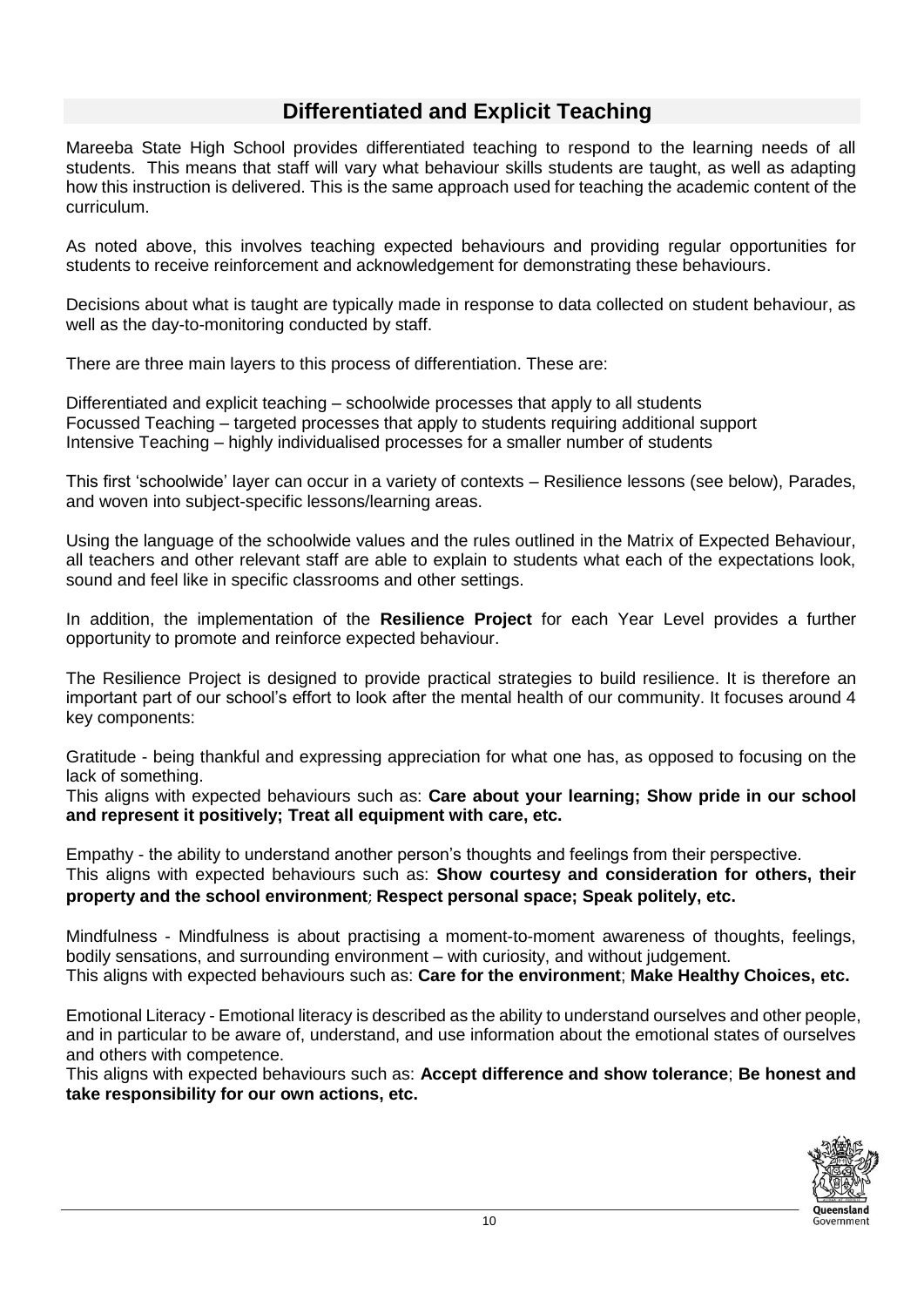## Differentiated and Explicit Teaching

Mareeba State High School provides differentiated teaching to respond to the learning needs of all students. This means that staff will vary what behaviour skills students are taught, as well as adapting how this instruction is delivered. This is the same approach used for teaching the academic content of the curriculum.

As noted above, this involves teaching expected behaviours and providing regular opportunities for students to receive reinforcement and acknowledgement for demonstrating these behaviours.

Decisions about what is taught are typically made in response to data collected on student behaviour, as well as the day-to-monitoring conducted by staff.

There are three main layers to this process of differentiation. These are:

Differentiated and explicit teaching – schoolwide processes that apply to all students
Focussed Teaching – targeted processes that apply to students requiring additional support
Intensive Teaching – highly individualised processes for a smaller number of students

This first 'schoolwide' layer can occur in a variety of contexts – Resilience lessons (see below), Parades, and woven into subject-specific lessons/learning areas.

Using the language of the schoolwide values and the rules outlined in the Matrix of Expected Behaviour, all teachers and other relevant staff are able to explain to students what each of the expectations look, sound and feel like in specific classrooms and other settings.

In addition, the implementation of the **Resilience Project** for each Year Level provides a further opportunity to promote and reinforce expected behaviour.

The Resilience Project is designed to provide practical strategies to build resilience. It is therefore an important part of our school's effort to look after the mental health of our community. It focuses around 4 key components:

Gratitude - being thankful and expressing appreciation for what one has, as opposed to focusing on the lack of something.
This aligns with expected behaviours such as: **Care about your learning; Show pride in our school and represent it positively; Treat all equipment with care, etc.**

Empathy - the ability to understand another person's thoughts and feelings from their perspective.
This aligns with expected behaviours such as: **Show courtesy and consideration for others, their property and the school environment; Respect personal space; Speak politely, etc.**

Mindfulness - Mindfulness is about practising a moment-to-moment awareness of thoughts, feelings, bodily sensations, and surrounding environment – with curiosity, and without judgement.
This aligns with expected behaviours such as: **Care for the environment**; **Make Healthy Choices, etc.**

Emotional Literacy - Emotional literacy is described as the ability to understand ourselves and other people, and in particular to be aware of, understand, and use information about the emotional states of ourselves and others with competence.
This aligns with expected behaviours such as: **Accept difference and show tolerance**; **Be honest and take responsibility for our own actions, etc.**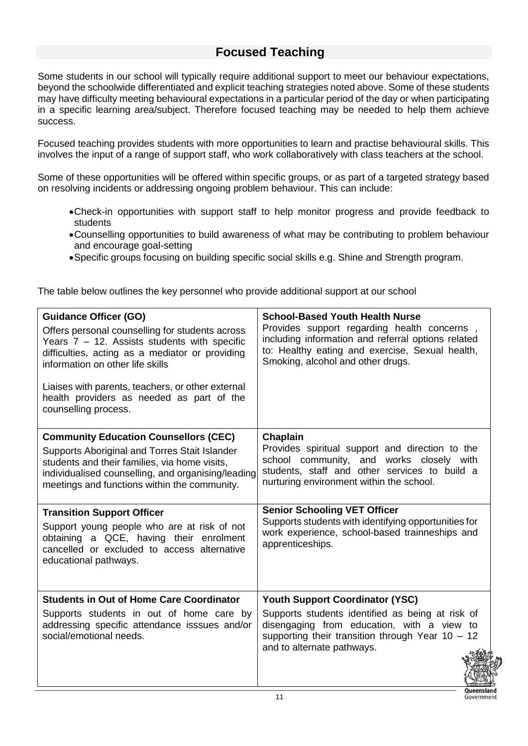## Focused Teaching

Some students in our school will typically require additional support to meet our behaviour expectations, beyond the schoolwide differentiated and explicit teaching strategies noted above. Some of these students may have difficulty meeting behavioural expectations in a particular period of the day or when participating in a specific learning area/subject. Therefore focused teaching may be needed to help them achieve success.

Focused teaching provides students with more opportunities to learn and practise behavioural skills. This involves the input of a range of support staff, who work collaboratively with class teachers at the school.

Some of these opportunities will be offered within specific groups, or as part of a targeted strategy based on resolving incidents or addressing ongoing problem behaviour. This can include:

- Check-in opportunities with support staff to help monitor progress and provide feedback to students
- Counselling opportunities to build awareness of what may be contributing to problem behaviour and encourage goal-setting
- Specific groups focusing on building specific social skills e.g. Shine and Strength program.

The table below outlines the key personnel who provide additional support at our school

| | |
|---|---|
| **Guidance Officer (GO)**<br>Offers personal counselling for students across Years 7 – 12. Assists students with specific difficulties, acting as a mediator or providing information on other life skills<br><br>Liaises with parents, teachers, or other external health providers as needed as part of the counselling process. | **School-Based Youth Health Nurse**<br>Provides support regarding health concerns , including information and referral options related to: Healthy eating and exercise, Sexual health, Smoking, alcohol and other drugs. |
| **Community Education Counsellors (CEC)**<br>Supports Aboriginal and Torres Stait Islander students and their families, via home visits, individualised counselling, and organising/leading meetings and functions within the community. | **Chaplain**<br>Provides spiritual support and direction to the school community, and works closely with students, staff and other services to build a nurturing environment within the school. |
| **Transition Support Officer**<br>Support young people who are at risk of not obtaining a QCE, having their enrolment cancelled or excluded to access alternative educational pathways. | **Senior Schooling VET Officer**<br>Supports students with identifying opportunities for work experience, school-based trainneships and apprenticeships. |
| **Students in Out of Home Care Coordinator**<br>Supports students in out of home care by addressing specific attendance isssues and/or social/emotional needs. | **Youth Support Coordinator (YSC)**<br>Supports students identified as being at risk of disengaging from education, with a view to supporting their transition through Year 10 – 12 and to alternate pathways. |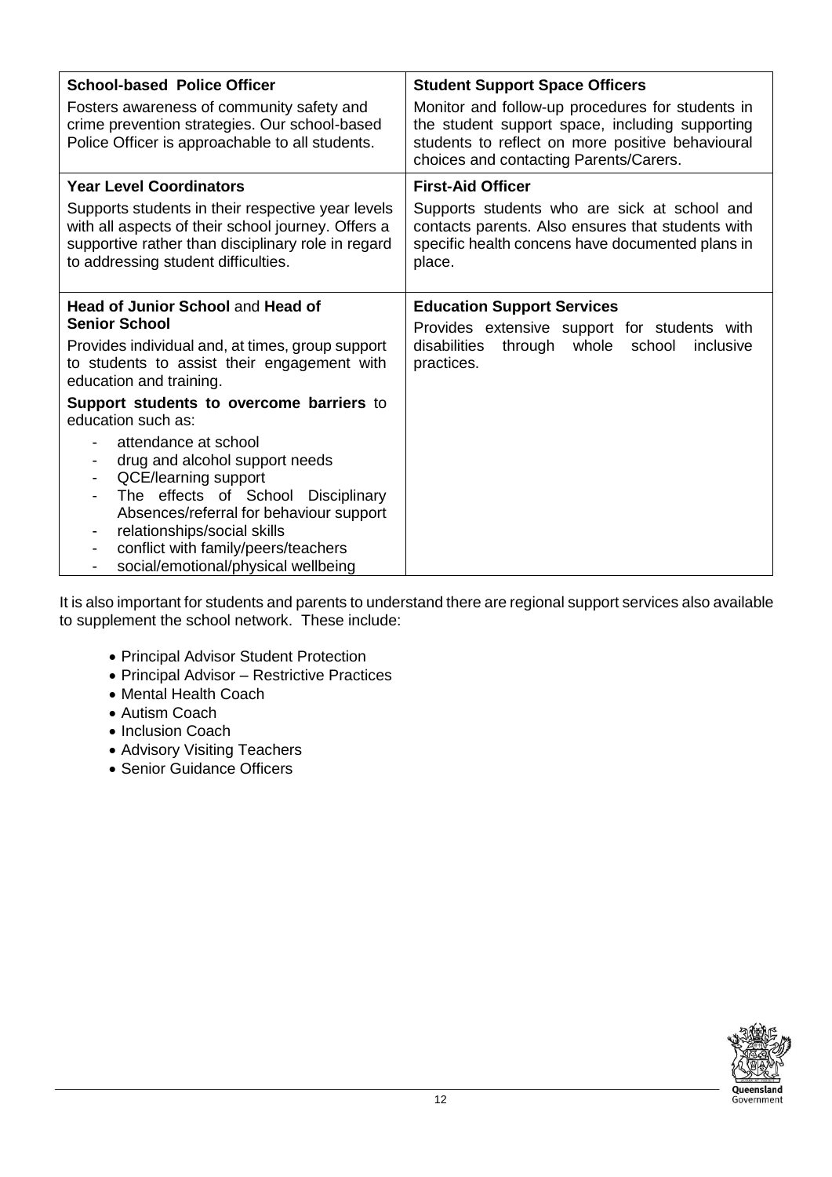| | |
|---|---|
| **School-based Police Officer**<br>Fosters awareness of community safety and crime prevention strategies. Our school-based Police Officer is approachable to all students. | **Student Support Space Officers**<br>Monitor and follow-up procedures for students in the student support space, including supporting students to reflect on more positive behavioural choices and contacting Parents/Carers. |
| **Year Level Coordinators**<br>Supports students in their respective year levels with all aspects of their school journey. Offers a supportive rather than disciplinary role in regard to addressing student difficulties. | **First-Aid Officer**<br>Supports students who are sick at school and contacts parents. Also ensures that students with specific health concens have documented plans in place. |
| **Head of Junior School** and **Head of Senior School**<br>Provides individual and, at times, group support to students to assist their engagement with education and training.<br>**Support students to overcome barriers** to education such as:<br>- attendance at school<br>- drug and alcohol support needs<br>- QCE/learning support<br>- The effects of School Disciplinary Absences/referral for behaviour support<br>- relationships/social skills<br>- conflict with family/peers/teachers<br>- social/emotional/physical wellbeing | **Education Support Services**<br>Provides extensive support for students with disabilities through whole school inclusive practices. |

It is also important for students and parents to understand there are regional support services also available to supplement the school network. These include:

- Principal Advisor Student Protection
- Principal Advisor – Restrictive Practices
- Mental Health Coach
- Autism Coach
- Inclusion Coach
- Advisory Visiting Teachers
- Senior Guidance Officers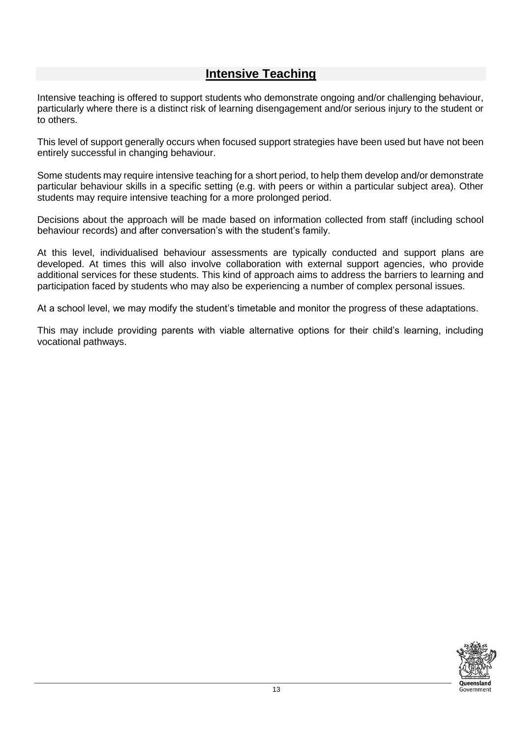## Intensive Teaching

Intensive teaching is offered to support students who demonstrate ongoing and/or challenging behaviour, particularly where there is a distinct risk of learning disengagement and/or serious injury to the student or to others.

This level of support generally occurs when focused support strategies have been used but have not been entirely successful in changing behaviour.

Some students may require intensive teaching for a short period, to help them develop and/or demonstrate particular behaviour skills in a specific setting (e.g. with peers or within a particular subject area). Other students may require intensive teaching for a more prolonged period.

Decisions about the approach will be made based on information collected from staff (including school behaviour records) and after conversation's with the student's family.

At this level, individualised behaviour assessments are typically conducted and support plans are developed. At times this will also involve collaboration with external support agencies, who provide additional services for these students. This kind of approach aims to address the barriers to learning and participation faced by students who may also be experiencing a number of complex personal issues.

At a school level, we may modify the student's timetable and monitor the progress of these adaptations.

This may include providing parents with viable alternative options for their child's learning, including vocational pathways.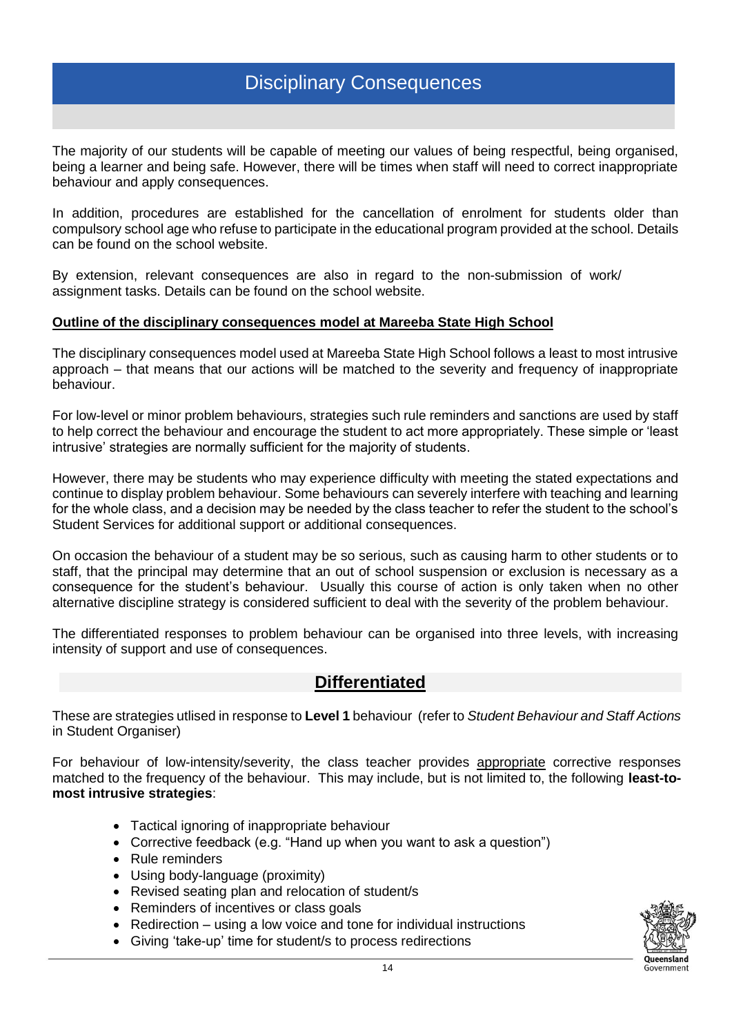# Disciplinary Consequences

The majority of our students will be capable of meeting our values of being respectful, being organised, being a learner and being safe. However, there will be times when staff will need to correct inappropriate behaviour and apply consequences.

In addition, procedures are established for the cancellation of enrolment for students older than compulsory school age who refuse to participate in the educational program provided at the school. Details can be found on the school website.

By extension, relevant consequences are also in regard to the non-submission of work/ assignment tasks. Details can be found on the school website.

**Outline of the disciplinary consequences model at Mareeba State High School**

The disciplinary consequences model used at Mareeba State High School follows a least to most intrusive approach – that means that our actions will be matched to the severity and frequency of inappropriate behaviour.

For low-level or minor problem behaviours, strategies such rule reminders and sanctions are used by staff to help correct the behaviour and encourage the student to act more appropriately. These simple or 'least intrusive' strategies are normally sufficient for the majority of students.

However, there may be students who may experience difficulty with meeting the stated expectations and continue to display problem behaviour. Some behaviours can severely interfere with teaching and learning for the whole class, and a decision may be needed by the class teacher to refer the student to the school's Student Services for additional support or additional consequences.

On occasion the behaviour of a student may be so serious, such as causing harm to other students or to staff, that the principal may determine that an out of school suspension or exclusion is necessary as a consequence for the student's behaviour. Usually this course of action is only taken when no other alternative discipline strategy is considered sufficient to deal with the severity of the problem behaviour.

The differentiated responses to problem behaviour can be organised into three levels, with increasing intensity of support and use of consequences.

## Differentiated

These are strategies utlised in response to **Level 1** behaviour (refer to *Student Behaviour and Staff Actions* in Student Organiser)

For behaviour of low-intensity/severity, the class teacher provides appropriate corrective responses matched to the frequency of the behaviour. This may include, but is not limited to, the following **least-to-most intrusive strategies**:

- Tactical ignoring of inappropriate behaviour
- Corrective feedback (e.g. "Hand up when you want to ask a question")
- Rule reminders
- Using body-language (proximity)
- Revised seating plan and relocation of student/s
- Reminders of incentives or class goals
- Redirection – using a low voice and tone for individual instructions
- Giving 'take-up' time for student/s to process redirections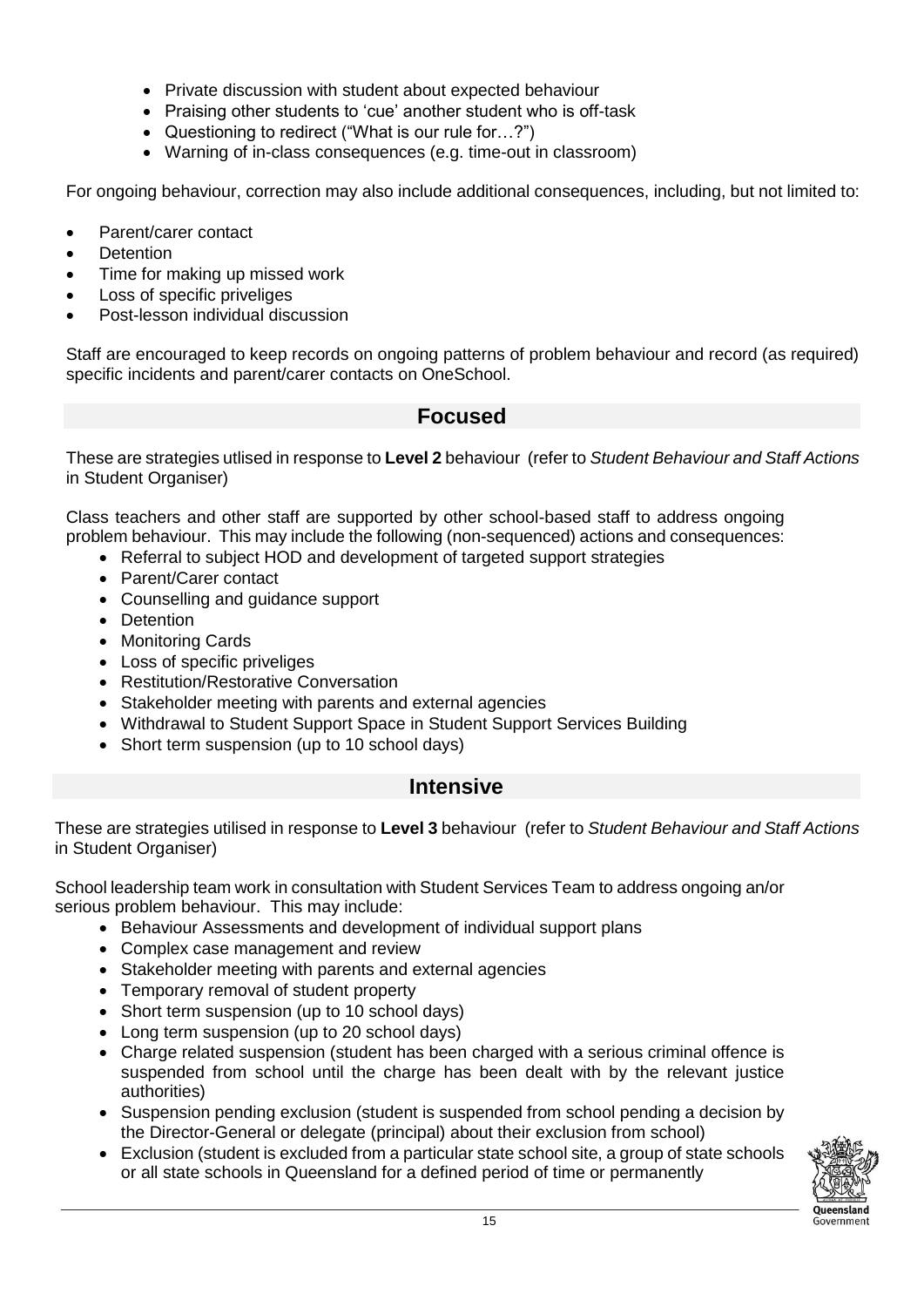- Private discussion with student about expected behaviour
- Praising other students to 'cue' another student who is off-task
- Questioning to redirect ("What is our rule for…?")
- Warning of in-class consequences (e.g. time-out in classroom)

For ongoing behaviour, correction may also include additional consequences, including, but not limited to:

- Parent/carer contact
- Detention
- Time for making up missed work
- Loss of specific priveliges
- Post-lesson individual discussion

Staff are encouraged to keep records on ongoing patterns of problem behaviour and record (as required) specific incidents and parent/carer contacts on OneSchool.

## Focused

These are strategies utlised in response to **Level 2** behaviour (refer to *Student Behaviour and Staff Actions* in Student Organiser)

Class teachers and other staff are supported by other school-based staff to address ongoing problem behaviour. This may include the following (non-sequenced) actions and consequences:

- Referral to subject HOD and development of targeted support strategies
- Parent/Carer contact
- Counselling and guidance support
- Detention
- Monitoring Cards
- Loss of specific priveliges
- Restitution/Restorative Conversation
- Stakeholder meeting with parents and external agencies
- Withdrawal to Student Support Space in Student Support Services Building
- Short term suspension (up to 10 school days)

## Intensive

These are strategies utilised in response to **Level 3** behaviour (refer to *Student Behaviour and Staff Actions* in Student Organiser)

School leadership team work in consultation with Student Services Team to address ongoing an/or serious problem behaviour. This may include:

- Behaviour Assessments and development of individual support plans
- Complex case management and review
- Stakeholder meeting with parents and external agencies
- Temporary removal of student property
- Short term suspension (up to 10 school days)
- Long term suspension (up to 20 school days)
- Charge related suspension (student has been charged with a serious criminal offence is suspended from school until the charge has been dealt with by the relevant justice authorities)
- Suspension pending exclusion (student is suspended from school pending a decision by the Director-General or delegate (principal) about their exclusion from school)
- Exclusion (student is excluded from a particular state school site, a group of state schools or all state schools in Queensland for a defined period of time or permanently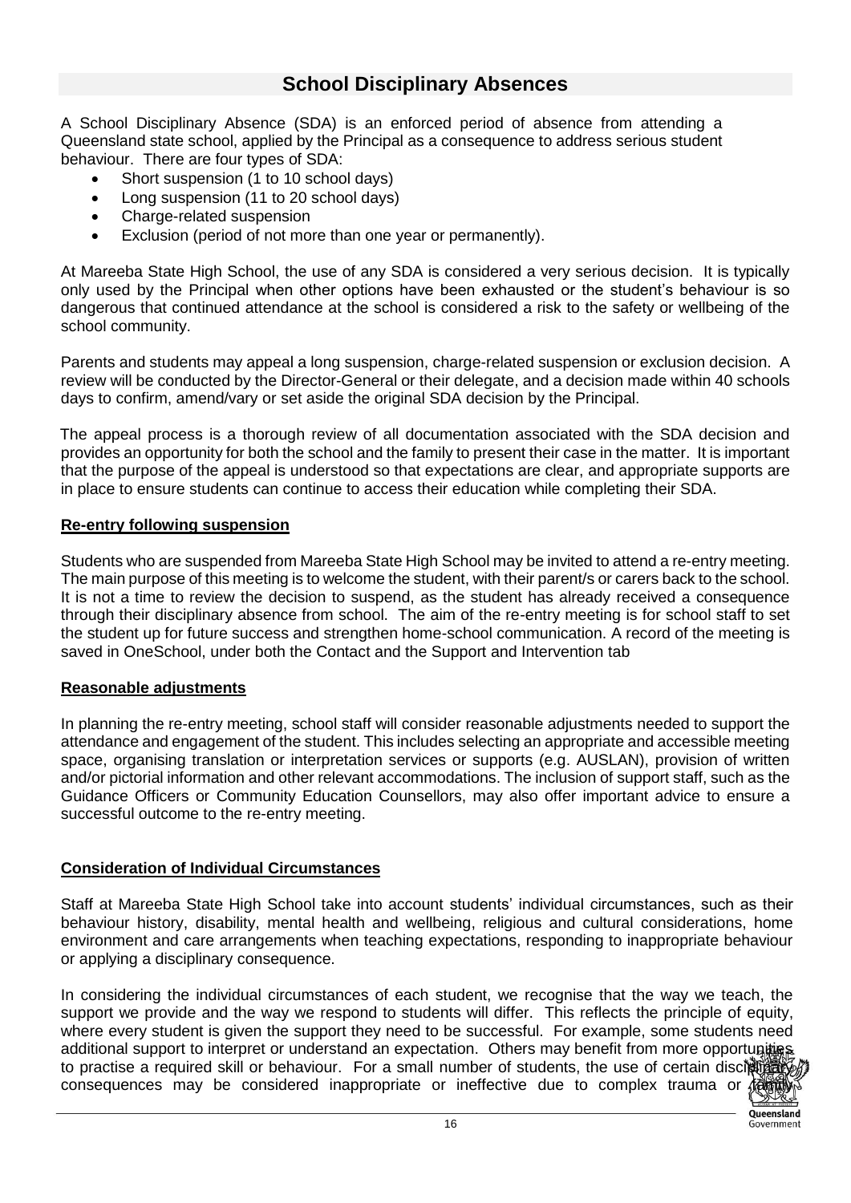# School Disciplinary Absences

A School Disciplinary Absence (SDA) is an enforced period of absence from attending a Queensland state school, applied by the Principal as a consequence to address serious student behaviour. There are four types of SDA:

- Short suspension (1 to 10 school days)
- Long suspension (11 to 20 school days)
- Charge-related suspension
- Exclusion (period of not more than one year or permanently).

At Mareeba State High School, the use of any SDA is considered a very serious decision. It is typically only used by the Principal when other options have been exhausted or the student's behaviour is so dangerous that continued attendance at the school is considered a risk to the safety or wellbeing of the school community.

Parents and students may appeal a long suspension, charge-related suspension or exclusion decision. A review will be conducted by the Director-General or their delegate, and a decision made within 40 schools days to confirm, amend/vary or set aside the original SDA decision by the Principal.

The appeal process is a thorough review of all documentation associated with the SDA decision and provides an opportunity for both the school and the family to present their case in the matter. It is important that the purpose of the appeal is understood so that expectations are clear, and appropriate supports are in place to ensure students can continue to access their education while completing their SDA.

## Re-entry following suspension

Students who are suspended from Mareeba State High School may be invited to attend a re-entry meeting. The main purpose of this meeting is to welcome the student, with their parent/s or carers back to the school. It is not a time to review the decision to suspend, as the student has already received a consequence through their disciplinary absence from school. The aim of the re-entry meeting is for school staff to set the student up for future success and strengthen home-school communication. A record of the meeting is saved in OneSchool, under both the Contact and the Support and Intervention tab

## Reasonable adjustments

In planning the re-entry meeting, school staff will consider reasonable adjustments needed to support the attendance and engagement of the student. This includes selecting an appropriate and accessible meeting space, organising translation or interpretation services or supports (e.g. AUSLAN), provision of written and/or pictorial information and other relevant accommodations. The inclusion of support staff, such as the Guidance Officers or Community Education Counsellors, may also offer important advice to ensure a successful outcome to the re-entry meeting.

## Consideration of Individual Circumstances

Staff at Mareeba State High School take into account students' individual circumstances, such as their behaviour history, disability, mental health and wellbeing, religious and cultural considerations, home environment and care arrangements when teaching expectations, responding to inappropriate behaviour or applying a disciplinary consequence.

In considering the individual circumstances of each student, we recognise that the way we teach, the support we provide and the way we respond to students will differ. This reflects the principle of equity, where every student is given the support they need to be successful. For example, some students need additional support to interpret or understand an expectation. Others may benefit from more opportunities to practise a required skill or behaviour. For a small number of students, the use of certain disciplinary consequences may be considered inappropriate or ineffective due to complex trauma or family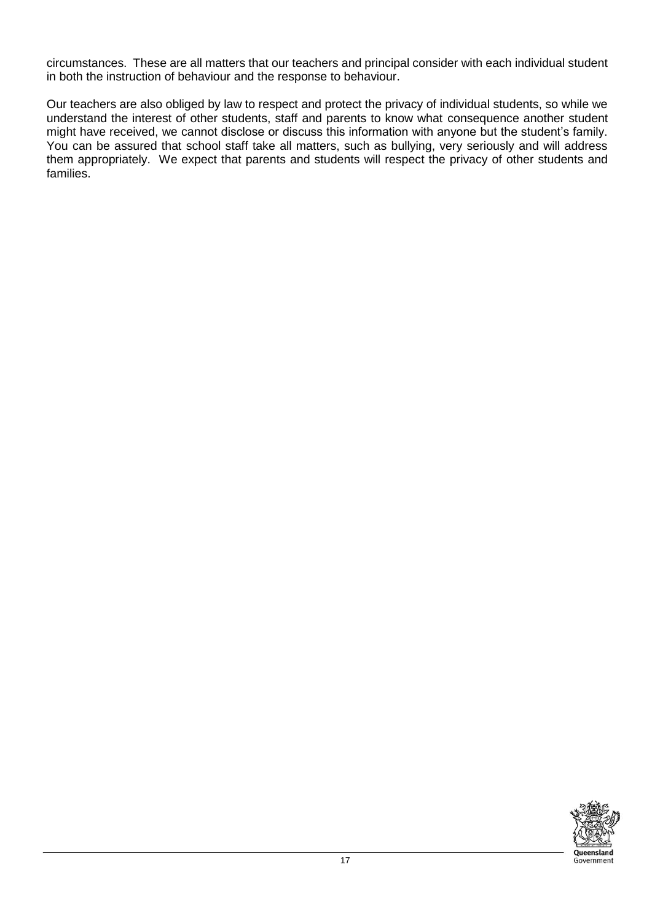circumstances. These are all matters that our teachers and principal consider with each individual student in both the instruction of behaviour and the response to behaviour.

Our teachers are also obliged by law to respect and protect the privacy of individual students, so while we understand the interest of other students, staff and parents to know what consequence another student might have received, we cannot disclose or discuss this information with anyone but the student's family. You can be assured that school staff take all matters, such as bullying, very seriously and will address them appropriately. We expect that parents and students will respect the privacy of other students and families.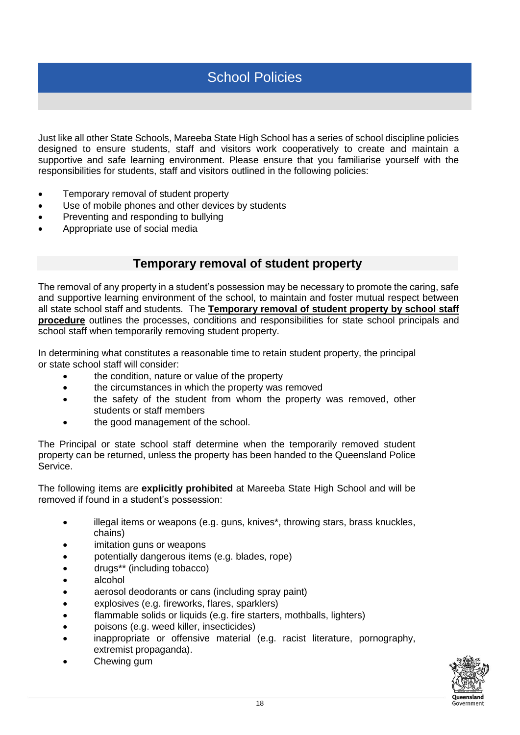# School Policies

Just like all other State Schools, Mareeba State High School has a series of school discipline policies designed to ensure students, staff and visitors work cooperatively to create and maintain a supportive and safe learning environment. Please ensure that you familiarise yourself with the responsibilities for students, staff and visitors outlined in the following policies:

- Temporary removal of student property
- Use of mobile phones and other devices by students
- Preventing and responding to bullying
- Appropriate use of social media

## Temporary removal of student property

The removal of any property in a student's possession may be necessary to promote the caring, safe and supportive learning environment of the school, to maintain and foster mutual respect between all state school staff and students. The **Temporary removal of student property by school staff procedure** outlines the processes, conditions and responsibilities for state school principals and school staff when temporarily removing student property.

In determining what constitutes a reasonable time to retain student property, the principal or state school staff will consider:

- the condition, nature or value of the property
- the circumstances in which the property was removed
- the safety of the student from whom the property was removed, other students or staff members
- the good management of the school.

The Principal or state school staff determine when the temporarily removed student property can be returned, unless the property has been handed to the Queensland Police Service.

The following items are **explicitly prohibited** at Mareeba State High School and will be removed if found in a student's possession:

- illegal items or weapons (e.g. guns, knives*, throwing stars, brass knuckles, chains)
- imitation guns or weapons
- potentially dangerous items (e.g. blades, rope)
- drugs** (including tobacco)
- alcohol
- aerosol deodorants or cans (including spray paint)
- explosives (e.g. fireworks, flares, sparklers)
- flammable solids or liquids (e.g. fire starters, mothballs, lighters)
- poisons (e.g. weed killer, insecticides)
- inappropriate or offensive material (e.g. racist literature, pornography, extremist propaganda).
- Chewing gum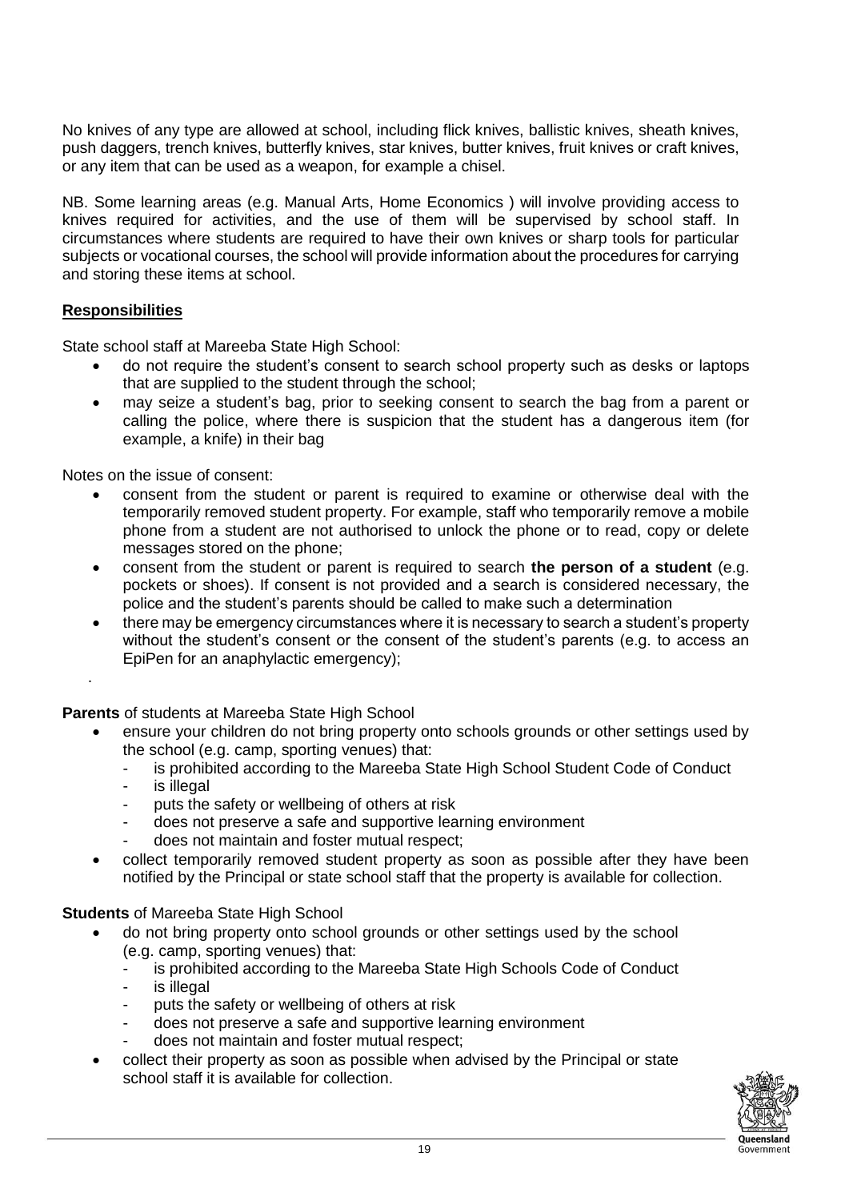No knives of any type are allowed at school, including flick knives, ballistic knives, sheath knives, push daggers, trench knives, butterfly knives, star knives, butter knives, fruit knives or craft knives, or any item that can be used as a weapon, for example a chisel.

NB. Some learning areas (e.g. Manual Arts, Home Economics ) will involve providing access to knives required for activities, and the use of them will be supervised by school staff. In circumstances where students are required to have their own knives or sharp tools for particular subjects or vocational courses, the school will provide information about the procedures for carrying and storing these items at school.

## Responsibilities

State school staff at Mareeba State High School:

- do not require the student's consent to search school property such as desks or laptops that are supplied to the student through the school;
- may seize a student's bag, prior to seeking consent to search the bag from a parent or calling the police, where there is suspicion that the student has a dangerous item (for example, a knife) in their bag

Notes on the issue of consent:

- consent from the student or parent is required to examine or otherwise deal with the temporarily removed student property. For example, staff who temporarily remove a mobile phone from a student are not authorised to unlock the phone or to read, copy or delete messages stored on the phone;
- consent from the student or parent is required to search **the person of a student** (e.g. pockets or shoes). If consent is not provided and a search is considered necessary, the police and the student's parents should be called to make such a determination
- there may be emergency circumstances where it is necessary to search a student's property without the student's consent or the consent of the student's parents (e.g. to access an EpiPen for an anaphylactic emergency);

.

**Parents** of students at Mareeba State High School

- ensure your children do not bring property onto schools grounds or other settings used by the school (e.g. camp, sporting venues) that:
  - is prohibited according to the Mareeba State High School Student Code of Conduct
  - is illegal
  - puts the safety or wellbeing of others at risk
  - does not preserve a safe and supportive learning environment
  - does not maintain and foster mutual respect;
- collect temporarily removed student property as soon as possible after they have been notified by the Principal or state school staff that the property is available for collection.

**Students** of Mareeba State High School

- do not bring property onto school grounds or other settings used by the school (e.g. camp, sporting venues) that:
  - is prohibited according to the Mareeba State High Schools Code of Conduct
  - is illegal
  - puts the safety or wellbeing of others at risk
  - does not preserve a safe and supportive learning environment
  - does not maintain and foster mutual respect;
- collect their property as soon as possible when advised by the Principal or state school staff it is available for collection.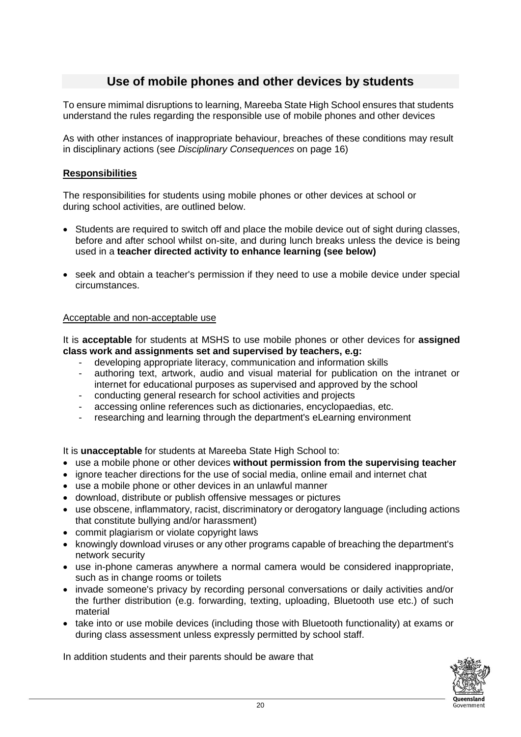# Use of mobile phones and other devices by students

To ensure mimimal disruptions to learning, Mareeba State High School ensures that students understand the rules regarding the responsible use of mobile phones and other devices

As with other instances of inappropriate behaviour, breaches of these conditions may result in disciplinary actions (see *Disciplinary Consequences* on page 16)

## Responsibilities

The responsibilities for students using mobile phones or other devices at school or during school activities, are outlined below.

- Students are required to switch off and place the mobile device out of sight during classes, before and after school whilst on-site, and during lunch breaks unless the device is being used in a **teacher directed activity to enhance learning (see below)**
- seek and obtain a teacher's permission if they need to use a mobile device under special circumstances.

### Acceptable and non-acceptable use

It is **acceptable** for students at MSHS to use mobile phones or other devices for **assigned class work and assignments set and supervised by teachers, e.g:**

- developing appropriate literacy, communication and information skills
- authoring text, artwork, audio and visual material for publication on the intranet or internet for educational purposes as supervised and approved by the school
- conducting general research for school activities and projects
- accessing online references such as dictionaries, encyclopaedias, etc.
- researching and learning through the department's eLearning environment

It is **unacceptable** for students at Mareeba State High School to:

- use a mobile phone or other devices **without permission from the supervising teacher**
- ignore teacher directions for the use of social media, online email and internet chat
- use a mobile phone or other devices in an unlawful manner
- download, distribute or publish offensive messages or pictures
- use obscene, inflammatory, racist, discriminatory or derogatory language (including actions that constitute bullying and/or harassment)
- commit plagiarism or violate copyright laws
- knowingly download viruses or any other programs capable of breaching the department's network security
- use in-phone cameras anywhere a normal camera would be considered inappropriate, such as in change rooms or toilets
- invade someone's privacy by recording personal conversations or daily activities and/or the further distribution (e.g. forwarding, texting, uploading, Bluetooth use etc.) of such material
- take into or use mobile devices (including those with Bluetooth functionality) at exams or during class assessment unless expressly permitted by school staff.

In addition students and their parents should be aware that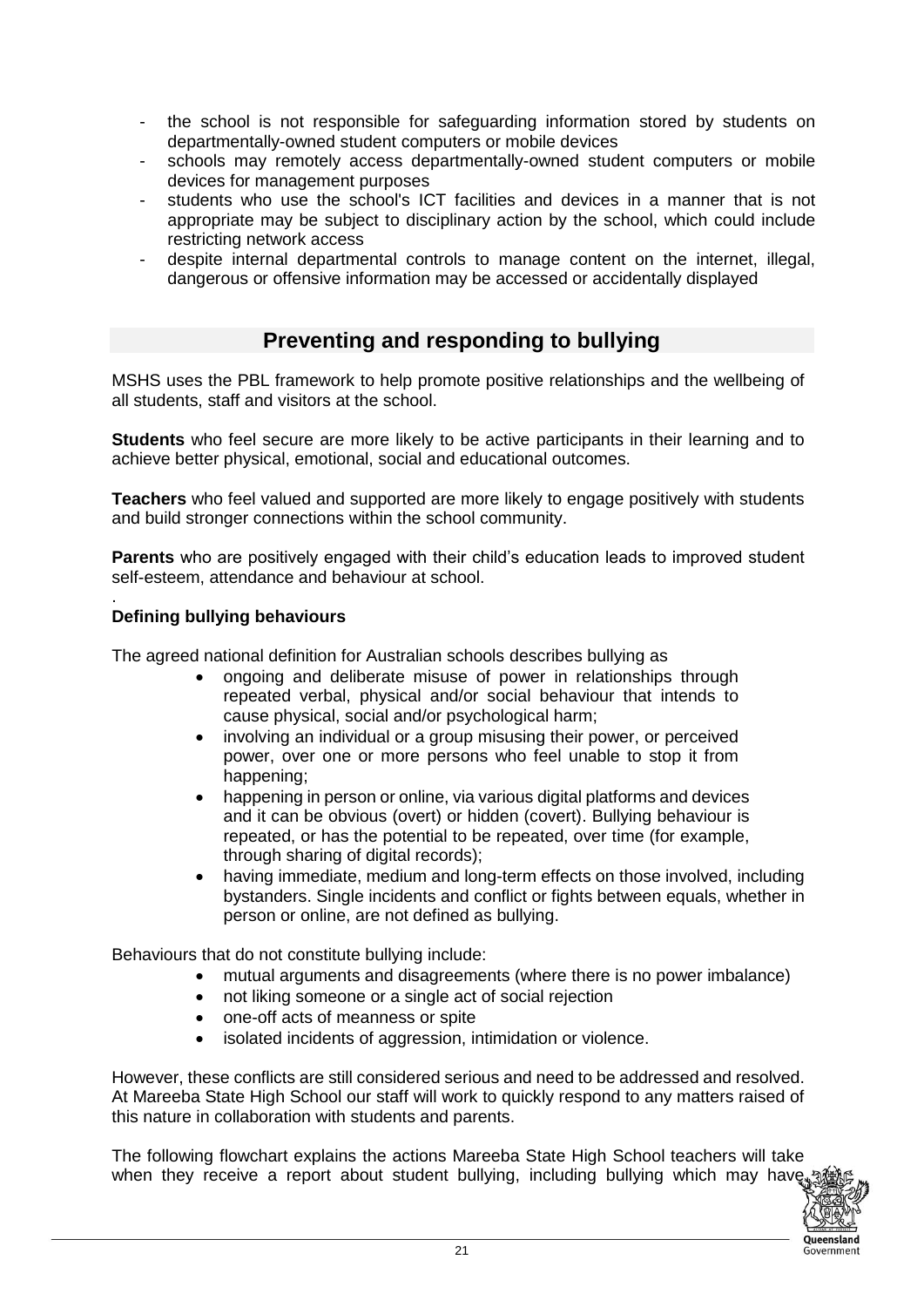- the school is not responsible for safeguarding information stored by students on departmentally-owned student computers or mobile devices
- schools may remotely access departmentally-owned student computers or mobile devices for management purposes
- students who use the school's ICT facilities and devices in a manner that is not appropriate may be subject to disciplinary action by the school, which could include restricting network access
- despite internal departmental controls to manage content on the internet, illegal, dangerous or offensive information may be accessed or accidentally displayed

## Preventing and responding to bullying

MSHS uses the PBL framework to help promote positive relationships and the wellbeing of all students, staff and visitors at the school.

**Students** who feel secure are more likely to be active participants in their learning and to achieve better physical, emotional, social and educational outcomes.

**Teachers** who feel valued and supported are more likely to engage positively with students and build stronger connections within the school community.

**Parents** who are positively engaged with their child's education leads to improved student self-esteem, attendance and behaviour at school.

.

### Defining bullying behaviours

The agreed national definition for Australian schools describes bullying as

- ongoing and deliberate misuse of power in relationships through repeated verbal, physical and/or social behaviour that intends to cause physical, social and/or psychological harm;
- involving an individual or a group misusing their power, or perceived power, over one or more persons who feel unable to stop it from happening;
- happening in person or online, via various digital platforms and devices and it can be obvious (overt) or hidden (covert). Bullying behaviour is repeated, or has the potential to be repeated, over time (for example, through sharing of digital records);
- having immediate, medium and long-term effects on those involved, including bystanders. Single incidents and conflict or fights between equals, whether in person or online, are not defined as bullying.

Behaviours that do not constitute bullying include:

- mutual arguments and disagreements (where there is no power imbalance)
- not liking someone or a single act of social rejection
- one-off acts of meanness or spite
- isolated incidents of aggression, intimidation or violence.

However, these conflicts are still considered serious and need to be addressed and resolved. At Mareeba State High School our staff will work to quickly respond to any matters raised of this nature in collaboration with students and parents.

The following flowchart explains the actions Mareeba State High School teachers will take when they receive a report about student bullying, including bullying which may have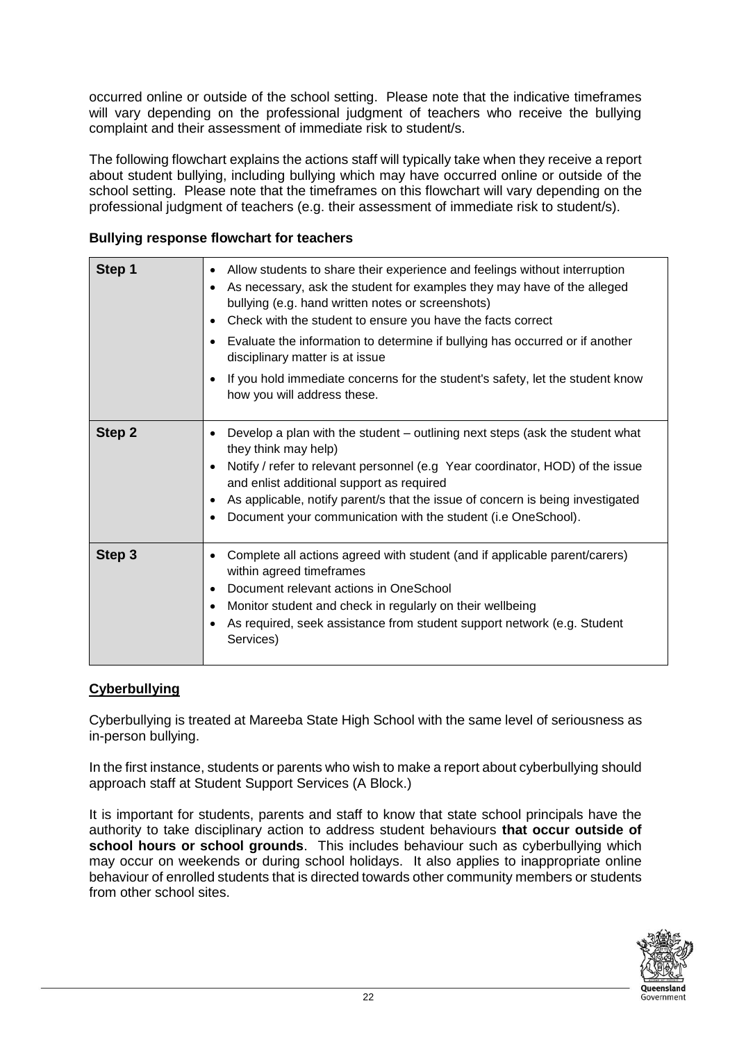occurred online or outside of the school setting. Please note that the indicative timeframes will vary depending on the professional judgment of teachers who receive the bullying complaint and their assessment of immediate risk to student/s.

The following flowchart explains the actions staff will typically take when they receive a report about student bullying, including bullying which may have occurred online or outside of the school setting. Please note that the timeframes on this flowchart will vary depending on the professional judgment of teachers (e.g. their assessment of immediate risk to student/s).

**Bullying response flowchart for teachers**

| | |
|---|---|
| **Step 1** | • Allow students to share their experience and feelings without interruption<br>• As necessary, ask the student for examples they may have of the alleged bullying (e.g. hand written notes or screenshots)<br>• Check with the student to ensure you have the facts correct<br>• Evaluate the information to determine if bullying has occurred or if another disciplinary matter is at issue<br>• If you hold immediate concerns for the student's safety, let the student know how you will address these. |
| **Step 2** | • Develop a plan with the student – outlining next steps (ask the student what they think may help)<br>• Notify / refer to relevant personnel (e.g Year coordinator, HOD) of the issue and enlist additional support as required<br>• As applicable, notify parent/s that the issue of concern is being investigated<br>• Document your communication with the student (i.e OneSchool). |
| **Step 3** | • Complete all actions agreed with student (and if applicable parent/carers) within agreed timeframes<br>• Document relevant actions in OneSchool<br>• Monitor student and check in regularly on their wellbeing<br>• As required, seek assistance from student support network (e.g. Student Services) |

## Cyberbullying

Cyberbullying is treated at Mareeba State High School with the same level of seriousness as in-person bullying.

In the first instance, students or parents who wish to make a report about cyberbullying should approach staff at Student Support Services (A Block.)

It is important for students, parents and staff to know that state school principals have the authority to take disciplinary action to address student behaviours **that occur outside of school hours or school grounds**. This includes behaviour such as cyberbullying which may occur on weekends or during school holidays. It also applies to inappropriate online behaviour of enrolled students that is directed towards other community members or students from other school sites.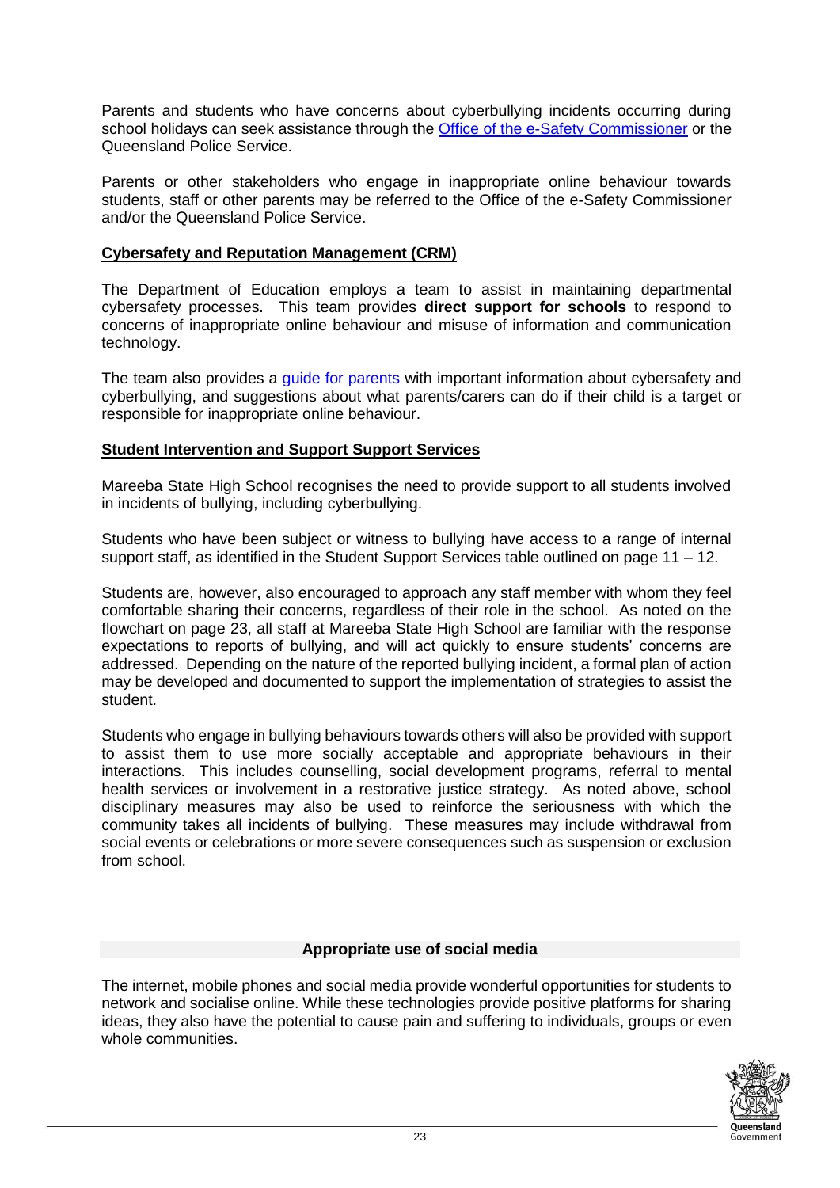Parents and students who have concerns about cyberbullying incidents occurring during school holidays can seek assistance through the [Office of the e-Safety Commissioner]() or the Queensland Police Service.

Parents or other stakeholders who engage in inappropriate online behaviour towards students, staff or other parents may be referred to the Office of the e-Safety Commissioner and/or the Queensland Police Service.

**Cybersafety and Reputation Management (CRM)**

The Department of Education employs a team to assist in maintaining departmental cybersafety processes. This team provides **direct support for schools** to respond to concerns of inappropriate online behaviour and misuse of information and communication technology.

The team also provides a [guide for parents]() with important information about cybersafety and cyberbullying, and suggestions about what parents/carers can do if their child is a target or responsible for inappropriate online behaviour.

**Student Intervention and Support Support Services**

Mareeba State High School recognises the need to provide support to all students involved in incidents of bullying, including cyberbullying.

Students who have been subject or witness to bullying have access to a range of internal support staff, as identified in the Student Support Services table outlined on page 11 – 12.

Students are, however, also encouraged to approach any staff member with whom they feel comfortable sharing their concerns, regardless of their role in the school. As noted on the flowchart on page 23, all staff at Mareeba State High School are familiar with the response expectations to reports of bullying, and will act quickly to ensure students' concerns are addressed. Depending on the nature of the reported bullying incident, a formal plan of action may be developed and documented to support the implementation of strategies to assist the student.

Students who engage in bullying behaviours towards others will also be provided with support to assist them to use more socially acceptable and appropriate behaviours in their interactions. This includes counselling, social development programs, referral to mental health services or involvement in a restorative justice strategy. As noted above, school disciplinary measures may also be used to reinforce the seriousness with which the community takes all incidents of bullying. These measures may include withdrawal from social events or celebrations or more severe consequences such as suspension or exclusion from school.

## Appropriate use of social media

The internet, mobile phones and social media provide wonderful opportunities for students to network and socialise online. While these technologies provide positive platforms for sharing ideas, they also have the potential to cause pain and suffering to individuals, groups or even whole communities.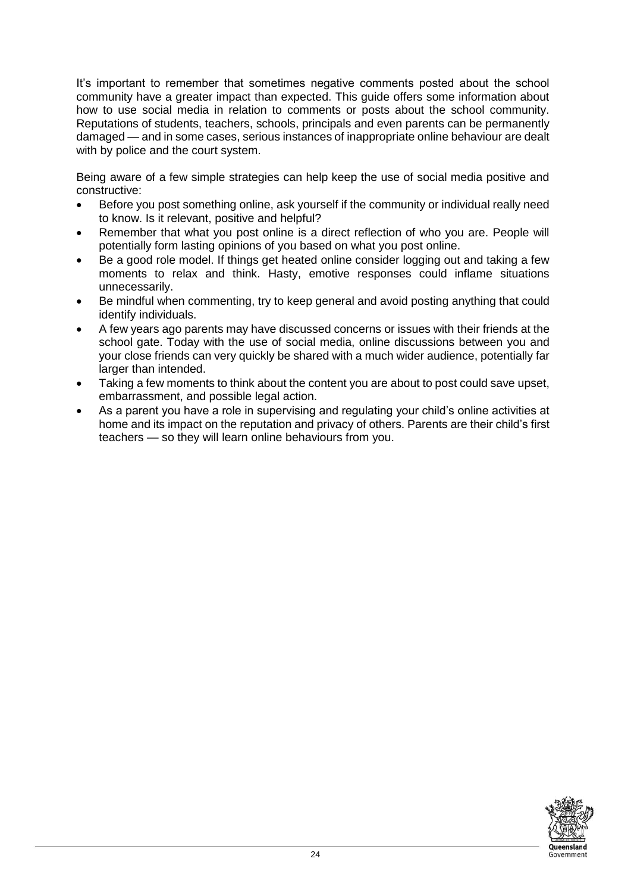It's important to remember that sometimes negative comments posted about the school community have a greater impact than expected. This guide offers some information about how to use social media in relation to comments or posts about the school community. Reputations of students, teachers, schools, principals and even parents can be permanently damaged — and in some cases, serious instances of inappropriate online behaviour are dealt with by police and the court system.

Being aware of a few simple strategies can help keep the use of social media positive and constructive:

- Before you post something online, ask yourself if the community or individual really need to know. Is it relevant, positive and helpful?
- Remember that what you post online is a direct reflection of who you are. People will potentially form lasting opinions of you based on what you post online.
- Be a good role model. If things get heated online consider logging out and taking a few moments to relax and think. Hasty, emotive responses could inflame situations unnecessarily.
- Be mindful when commenting, try to keep general and avoid posting anything that could identify individuals.
- A few years ago parents may have discussed concerns or issues with their friends at the school gate. Today with the use of social media, online discussions between you and your close friends can very quickly be shared with a much wider audience, potentially far larger than intended.
- Taking a few moments to think about the content you are about to post could save upset, embarrassment, and possible legal action.
- As a parent you have a role in supervising and regulating your child's online activities at home and its impact on the reputation and privacy of others. Parents are their child's first teachers — so they will learn online behaviours from you.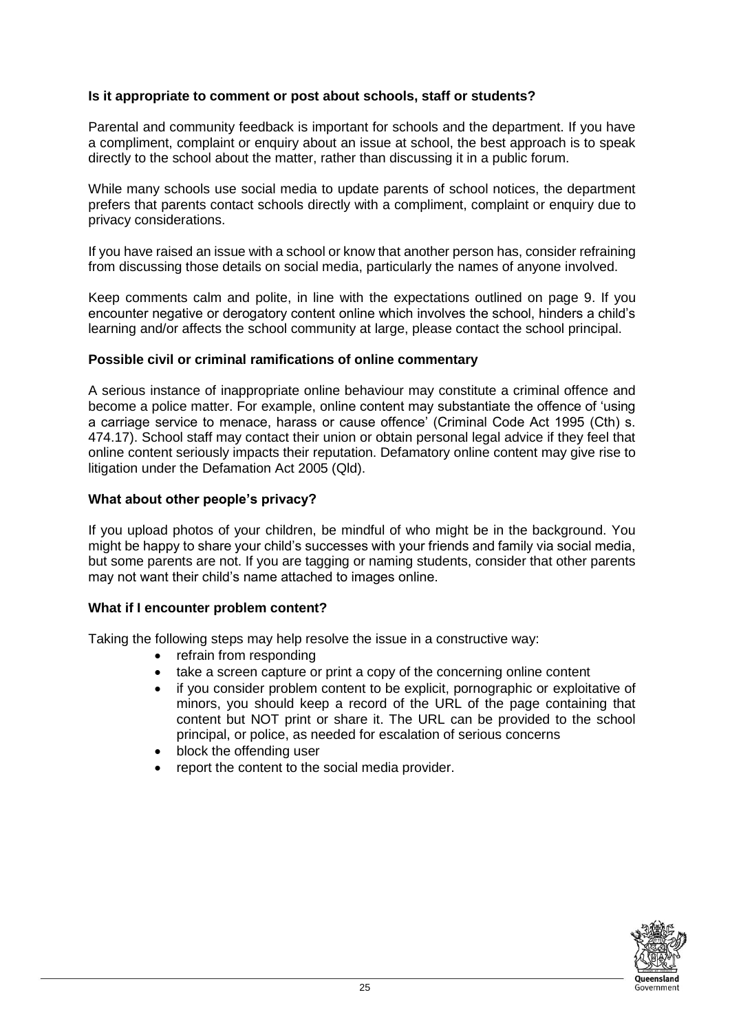**Is it appropriate to comment or post about schools, staff or students?**

Parental and community feedback is important for schools and the department. If you have a compliment, complaint or enquiry about an issue at school, the best approach is to speak directly to the school about the matter, rather than discussing it in a public forum.

While many schools use social media to update parents of school notices, the department prefers that parents contact schools directly with a compliment, complaint or enquiry due to privacy considerations.

If you have raised an issue with a school or know that another person has, consider refraining from discussing those details on social media, particularly the names of anyone involved.

Keep comments calm and polite, in line with the expectations outlined on page 9. If you encounter negative or derogatory content online which involves the school, hinders a child's learning and/or affects the school community at large, please contact the school principal.

**Possible civil or criminal ramifications of online commentary**

A serious instance of inappropriate online behaviour may constitute a criminal offence and become a police matter. For example, online content may substantiate the offence of 'using a carriage service to menace, harass or cause offence' (Criminal Code Act 1995 (Cth) s. 474.17). School staff may contact their union or obtain personal legal advice if they feel that online content seriously impacts their reputation. Defamatory online content may give rise to litigation under the Defamation Act 2005 (Qld).

**What about other people's privacy?**

If you upload photos of your children, be mindful of who might be in the background. You might be happy to share your child's successes with your friends and family via social media, but some parents are not. If you are tagging or naming students, consider that other parents may not want their child's name attached to images online.

**What if I encounter problem content?**

Taking the following steps may help resolve the issue in a constructive way:

- refrain from responding
- take a screen capture or print a copy of the concerning online content
- if you consider problem content to be explicit, pornographic or exploitative of minors, you should keep a record of the URL of the page containing that content but NOT print or share it. The URL can be provided to the school principal, or police, as needed for escalation of serious concerns
- block the offending user
- report the content to the social media provider.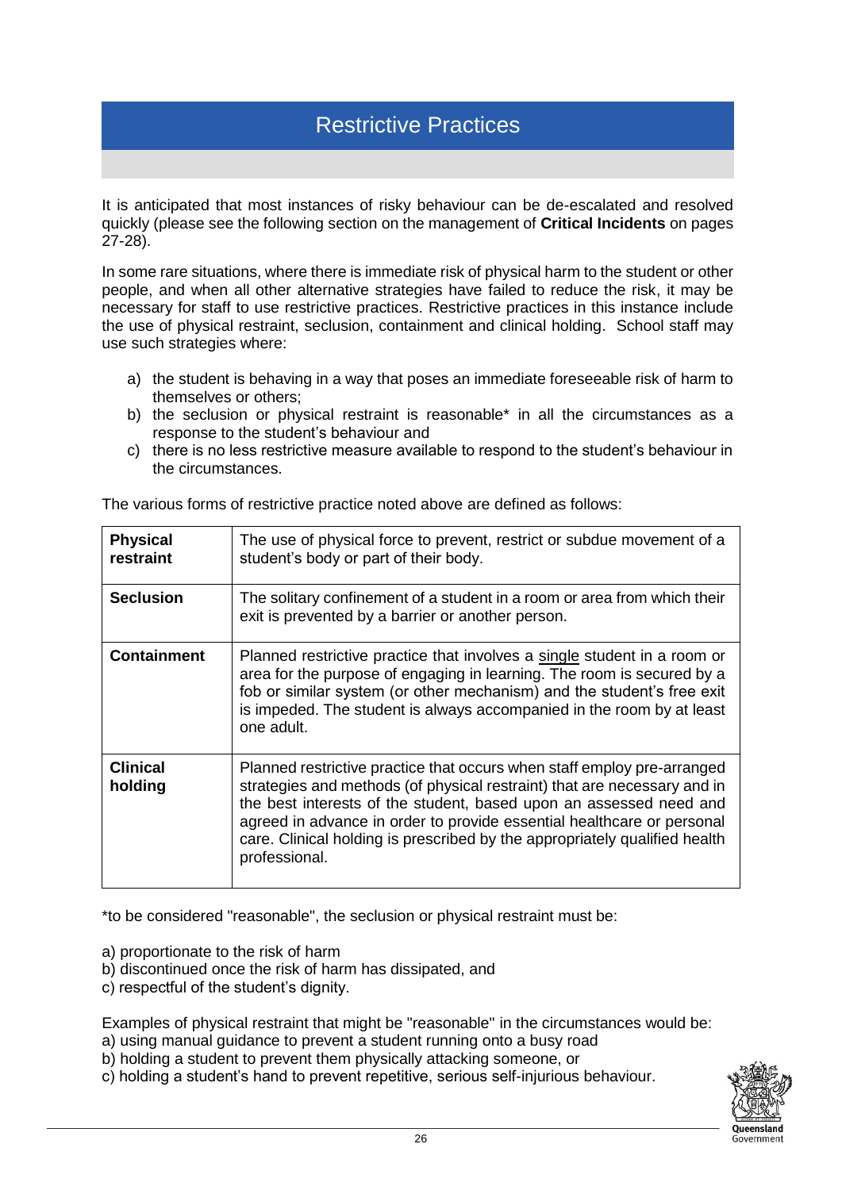# Restrictive Practices

It is anticipated that most instances of risky behaviour can be de-escalated and resolved quickly (please see the following section on the management of **Critical Incidents** on pages 27-28).

In some rare situations, where there is immediate risk of physical harm to the student or other people, and when all other alternative strategies have failed to reduce the risk, it may be necessary for staff to use restrictive practices. Restrictive practices in this instance include the use of physical restraint, seclusion, containment and clinical holding. School staff may use such strategies where:

a) the student is behaving in a way that poses an immediate foreseeable risk of harm to themselves or others;
b) the seclusion or physical restraint is reasonable* in all the circumstances as a response to the student's behaviour and
c) there is no less restrictive measure available to respond to the student's behaviour in the circumstances.

The various forms of restrictive practice noted above are defined as follows:

| | |
|---|---|
| **Physical restraint** | The use of physical force to prevent, restrict or subdue movement of a student's body or part of their body. |
| **Seclusion** | The solitary confinement of a student in a room or area from which their exit is prevented by a barrier or another person. |
| **Containment** | Planned restrictive practice that involves a single student in a room or area for the purpose of engaging in learning. The room is secured by a fob or similar system (or other mechanism) and the student's free exit is impeded. The student is always accompanied in the room by at least one adult. |
| **Clinical holding** | Planned restrictive practice that occurs when staff employ pre-arranged strategies and methods (of physical restraint) that are necessary and in the best interests of the student, based upon an assessed need and agreed in advance in order to provide essential healthcare or personal care. Clinical holding is prescribed by the appropriately qualified health professional. |

*to be considered "reasonable", the seclusion or physical restraint must be:

a) proportionate to the risk of harm
b) discontinued once the risk of harm has dissipated, and
c) respectful of the student's dignity.

Examples of physical restraint that might be "reasonable" in the circumstances would be:
a) using manual guidance to prevent a student running onto a busy road
b) holding a student to prevent them physically attacking someone, or
c) holding a student's hand to prevent repetitive, serious self-injurious behaviour.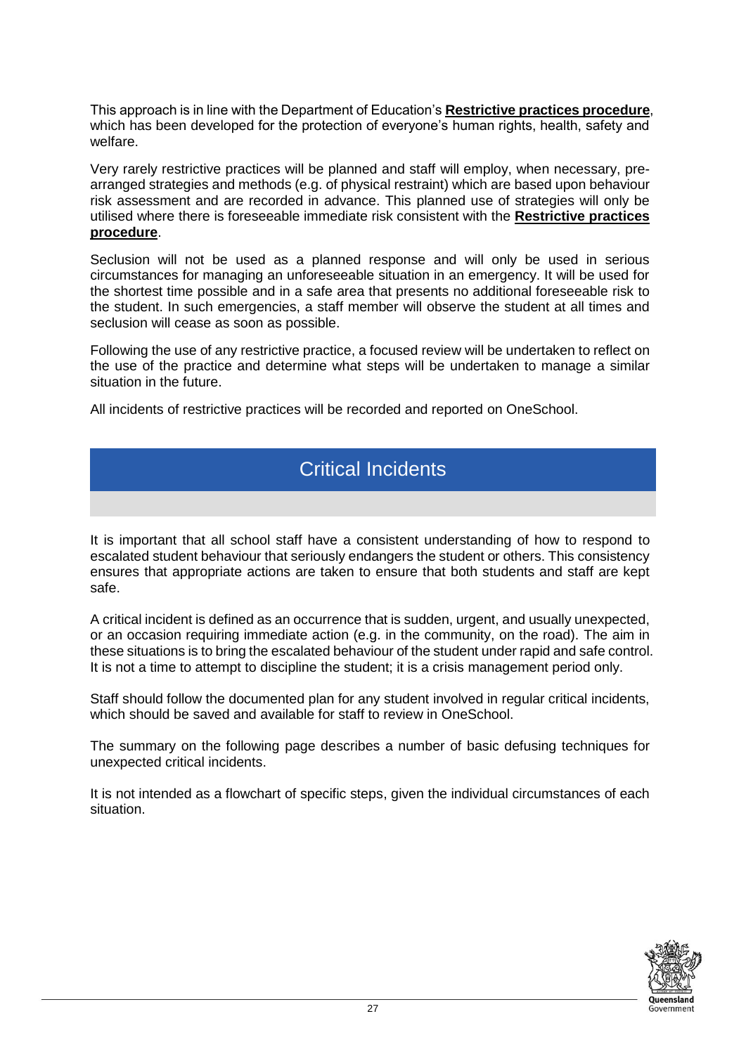This approach is in line with the Department of Education's **Restrictive practices procedure**, which has been developed for the protection of everyone's human rights, health, safety and welfare.

Very rarely restrictive practices will be planned and staff will employ, when necessary, pre-arranged strategies and methods (e.g. of physical restraint) which are based upon behaviour risk assessment and are recorded in advance. This planned use of strategies will only be utilised where there is foreseeable immediate risk consistent with the **Restrictive practices procedure**.

Seclusion will not be used as a planned response and will only be used in serious circumstances for managing an unforeseeable situation in an emergency. It will be used for the shortest time possible and in a safe area that presents no additional foreseeable risk to the student. In such emergencies, a staff member will observe the student at all times and seclusion will cease as soon as possible.

Following the use of any restrictive practice, a focused review will be undertaken to reflect on the use of the practice and determine what steps will be undertaken to manage a similar situation in the future.

All incidents of restrictive practices will be recorded and reported on OneSchool.

# Critical Incidents

It is important that all school staff have a consistent understanding of how to respond to escalated student behaviour that seriously endangers the student or others. This consistency ensures that appropriate actions are taken to ensure that both students and staff are kept safe.

A critical incident is defined as an occurrence that is sudden, urgent, and usually unexpected, or an occasion requiring immediate action (e.g. in the community, on the road). The aim in these situations is to bring the escalated behaviour of the student under rapid and safe control. It is not a time to attempt to discipline the student; it is a crisis management period only.

Staff should follow the documented plan for any student involved in regular critical incidents, which should be saved and available for staff to review in OneSchool.

The summary on the following page describes a number of basic defusing techniques for unexpected critical incidents.

It is not intended as a flowchart of specific steps, given the individual circumstances of each situation.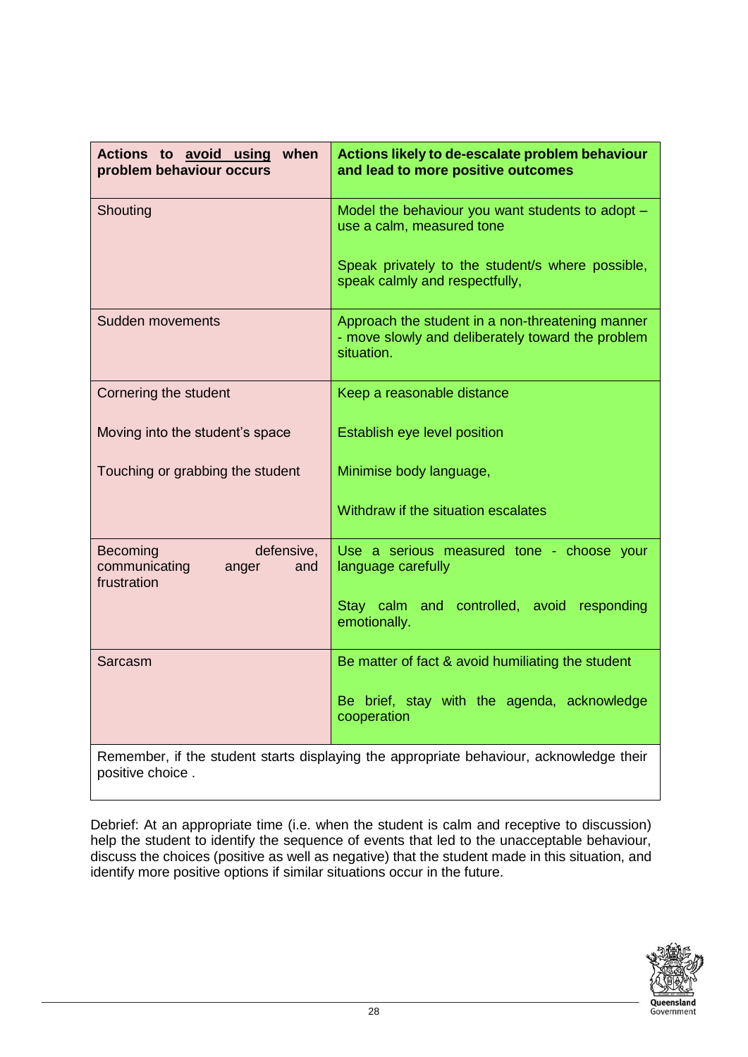| Actions to <u>avoid using</u> when problem behaviour occurs | Actions likely to de-escalate problem behaviour and lead to more positive outcomes |
|---|---|
| Shouting | Model the behaviour you want students to adopt – use a calm, measured tone<br><br>Speak privately to the student/s where possible, speak calmly and respectfully, |
| Sudden movements | Approach the student in a non-threatening manner - move slowly and deliberately toward the problem situation. |
| Cornering the student<br><br>Moving into the student's space<br><br>Touching or grabbing the student | Keep a reasonable distance<br><br>Establish eye level position<br><br>Minimise body language,<br><br>Withdraw if the situation escalates |
| Becoming defensive, communicating anger and frustration | Use a serious measured tone - choose your language carefully<br><br>Stay calm and controlled, avoid responding emotionally. |
| Sarcasm | Be matter of fact & avoid humiliating the student<br><br>Be brief, stay with the agenda, acknowledge cooperation |
| Remember, if the student starts displaying the appropriate behaviour, acknowledge their positive choice . | |

Debrief: At an appropriate time (i.e. when the student is calm and receptive to discussion) help the student to identify the sequence of events that led to the unacceptable behaviour, discuss the choices (positive as well as negative) that the student made in this situation, and identify more positive options if similar situations occur in the future.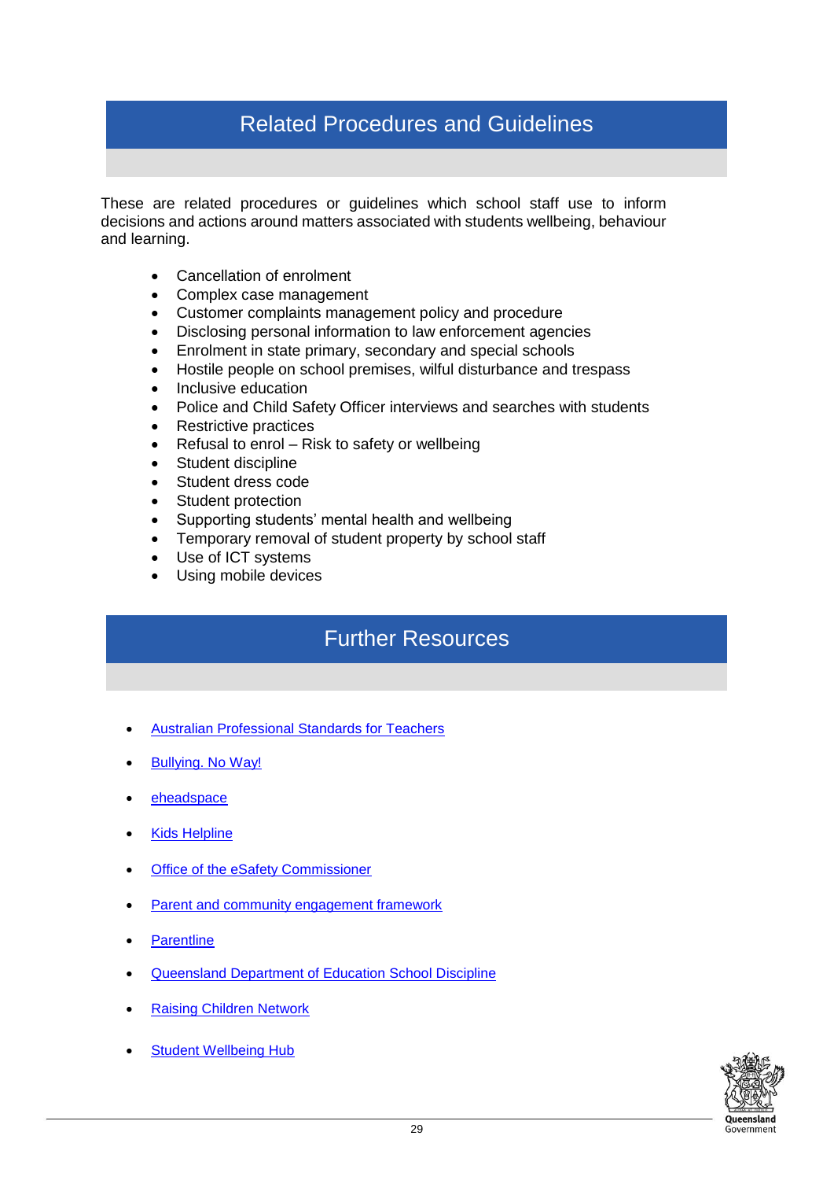## Related Procedures and Guidelines

These are related procedures or guidelines which school staff use to inform decisions and actions around matters associated with students wellbeing, behaviour and learning.

- Cancellation of enrolment
- Complex case management
- Customer complaints management policy and procedure
- Disclosing personal information to law enforcement agencies
- Enrolment in state primary, secondary and special schools
- Hostile people on school premises, wilful disturbance and trespass
- Inclusive education
- Police and Child Safety Officer interviews and searches with students
- Restrictive practices
- Refusal to enrol – Risk to safety or wellbeing
- Student discipline
- Student dress code
- Student protection
- Supporting students' mental health and wellbeing
- Temporary removal of student property by school staff
- Use of ICT systems
- Using mobile devices

## Further Resources

- Australian Professional Standards for Teachers
- Bullying. No Way!
- eheadspace
- Kids Helpline
- Office of the eSafety Commissioner
- Parent and community engagement framework
- Parentline
- Queensland Department of Education School Discipline
- Raising Children Network
- Student Wellbeing Hub